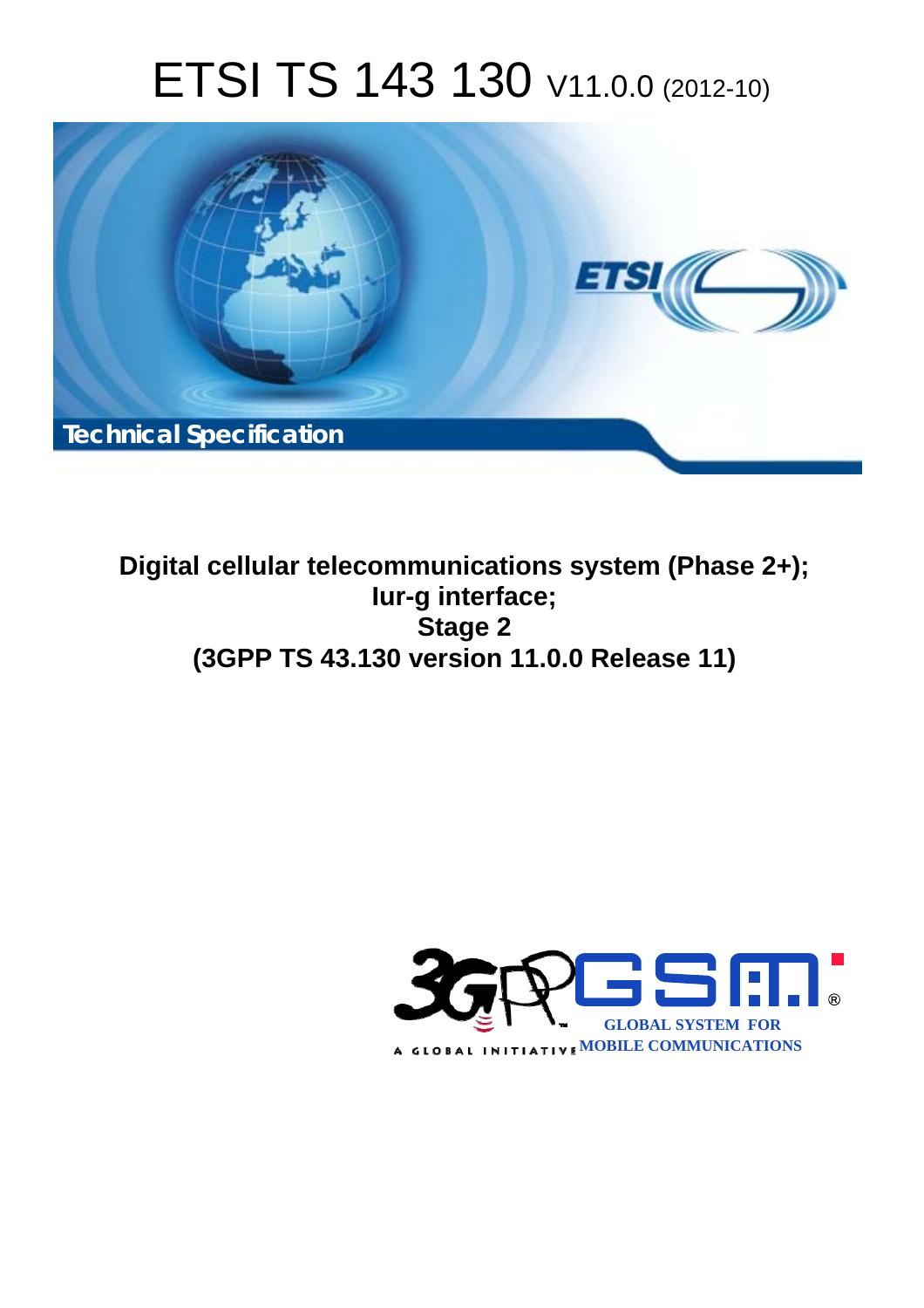# ETSI TS 143 130 V11.0.0 (2012-10)

Technical Specification

**Digital cellular telecommunications system (Phase 2+); Iur-g interface; Stage 2 (3GPP TS 43.130 version 11.0.0 Release 11)**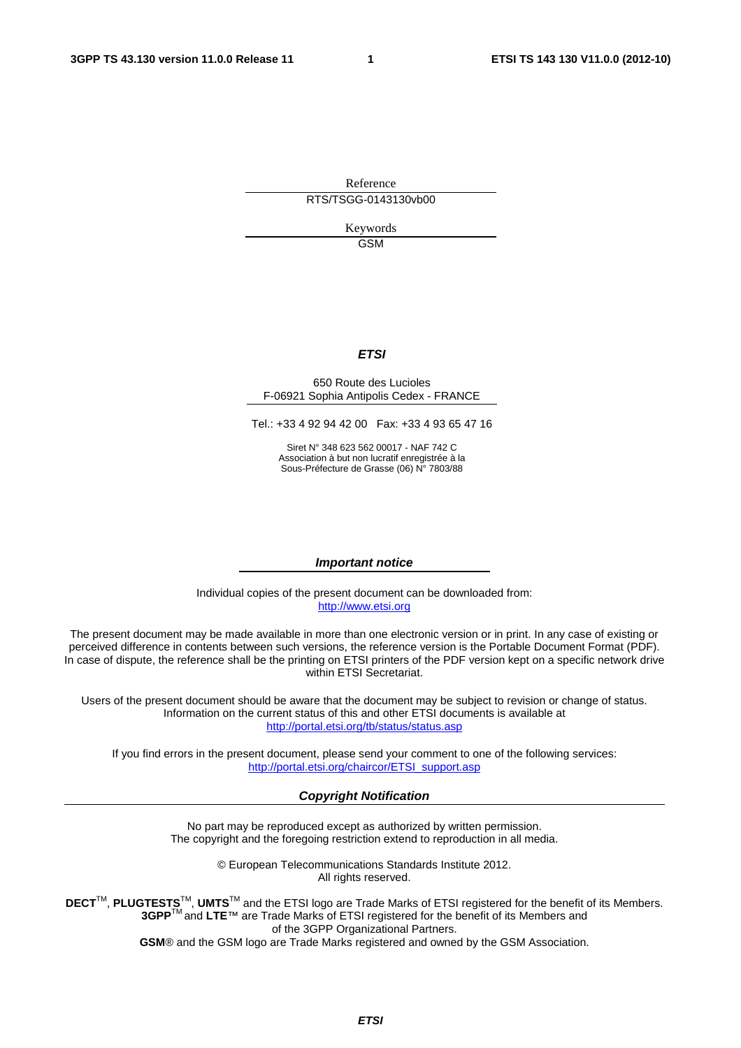Reference

RTS/TSGG-0143130vb00

Keywords

GSM

***ETSI***

650 Route des Lucioles
F-06921 Sophia Antipolis Cedex - FRANCE

Tel.: +33 4 92 94 42 00   Fax: +33 4 93 65 47 16

Siret N° 348 623 562 00017 - NAF 742 C
Association à but non lucratif enregistrée à la
Sous-Préfecture de Grasse (06) N° 7803/88

***Important notice***

Individual copies of the present document can be downloaded from:
http://www.etsi.org

The present document may be made available in more than one electronic version or in print. In any case of existing or perceived difference in contents between such versions, the reference version is the Portable Document Format (PDF). In case of dispute, the reference shall be the printing on ETSI printers of the PDF version kept on a specific network drive within ETSI Secretariat.

Users of the present document should be aware that the document may be subject to revision or change of status. Information on the current status of this and other ETSI documents is available at
http://portal.etsi.org/tb/status/status.asp

If you find errors in the present document, please send your comment to one of the following services:
http://portal.etsi.org/chaircor/ETSI_support.asp

***Copyright Notification***

No part may be reproduced except as authorized by written permission.
The copyright and the foregoing restriction extend to reproduction in all media.

© European Telecommunications Standards Institute 2012.
All rights reserved.

**DECT**™, **PLUGTESTS**™, **UMTS**™ and the ETSI logo are Trade Marks of ETSI registered for the benefit of its Members.
**3GPP**™ and **LTE**™ are Trade Marks of ETSI registered for the benefit of its Members and
of the 3GPP Organizational Partners.
**GSM**® and the GSM logo are Trade Marks registered and owned by the GSM Association.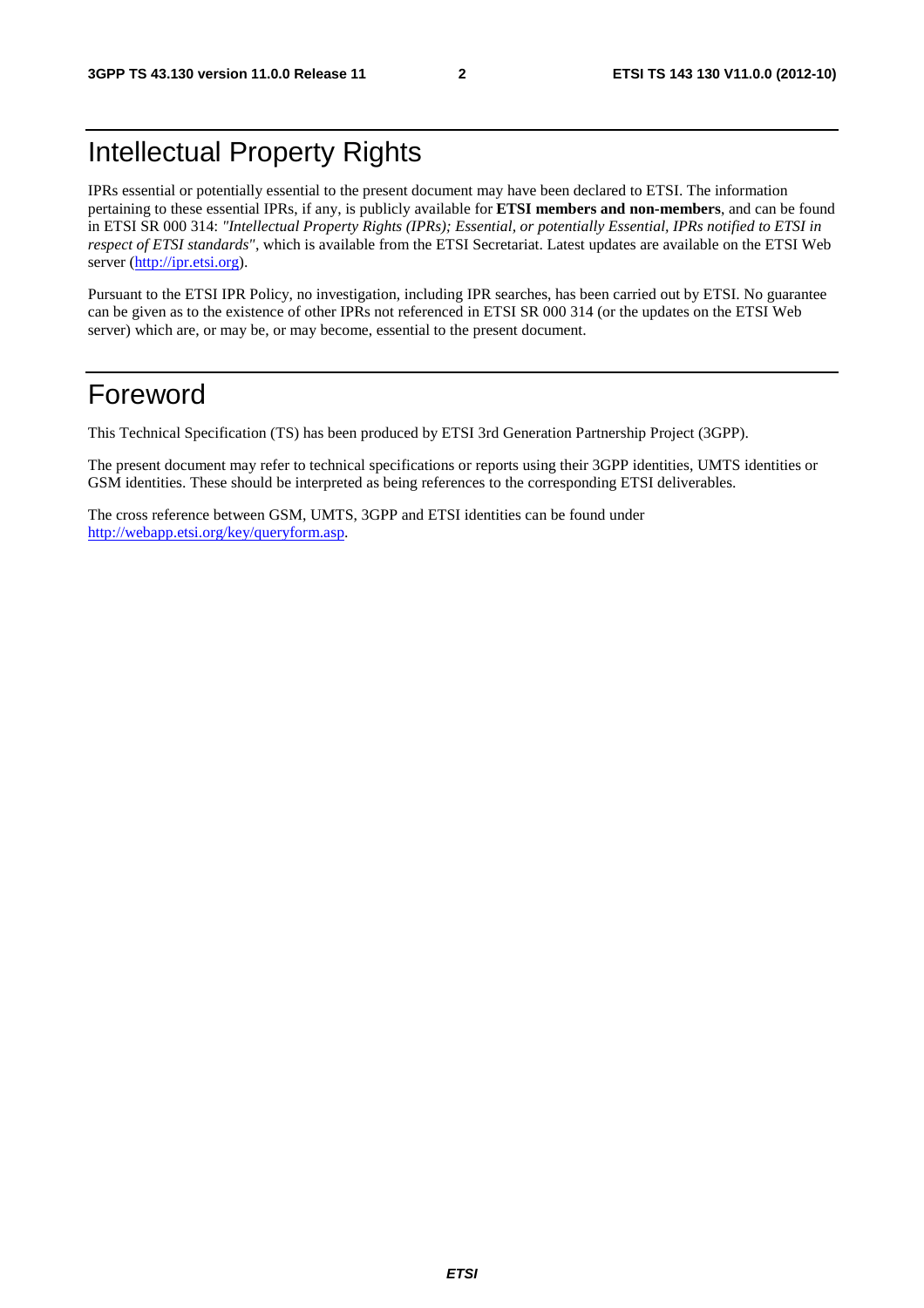# Intellectual Property Rights

IPRs essential or potentially essential to the present document may have been declared to ETSI. The information pertaining to these essential IPRs, if any, is publicly available for **ETSI members and non-members**, and can be found in ETSI SR 000 314: *"Intellectual Property Rights (IPRs); Essential, or potentially Essential, IPRs notified to ETSI in respect of ETSI standards"*, which is available from the ETSI Secretariat. Latest updates are available on the ETSI Web server (http://ipr.etsi.org).

Pursuant to the ETSI IPR Policy, no investigation, including IPR searches, has been carried out by ETSI. No guarantee can be given as to the existence of other IPRs not referenced in ETSI SR 000 314 (or the updates on the ETSI Web server) which are, or may be, or may become, essential to the present document.

# Foreword

This Technical Specification (TS) has been produced by ETSI 3rd Generation Partnership Project (3GPP).

The present document may refer to technical specifications or reports using their 3GPP identities, UMTS identities or GSM identities. These should be interpreted as being references to the corresponding ETSI deliverables.

The cross reference between GSM, UMTS, 3GPP and ETSI identities can be found under http://webapp.etsi.org/key/queryform.asp.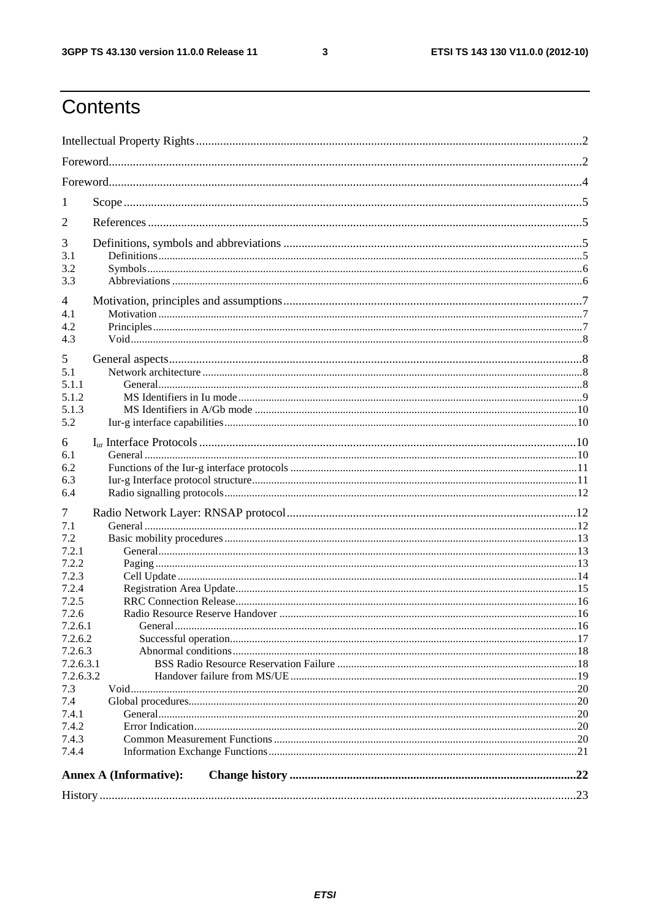# Contents

Intellectual Property Rights ..... 2

Foreword ..... 2

Foreword ..... 4

1 Scope ..... 5

2 References ..... 5

3 Definitions, symbols and abbreviations ..... 5
- 3.1 Definitions ..... 5
- 3.2 Symbols ..... 6
- 3.3 Abbreviations ..... 6

4 Motivation, principles and assumptions ..... 7
- 4.1 Motivation ..... 7
- 4.2 Principles ..... 7
- 4.3 Void ..... 8

5 General aspects ..... 8
- 5.1 Network architecture ..... 8
  - 5.1.1 General ..... 8
  - 5.1.2 MS Identifiers in Iu mode ..... 9
  - 5.1.3 MS Identifiers in A/Gb mode ..... 10
- 5.2 Iur-g interface capabilities ..... 10

6 $I_{ur}$ Interface Protocols ..... 10
- 6.1 General ..... 10
- 6.2 Functions of the Iur-g interface protocols ..... 11
- 6.3 Iur-g Interface protocol structure ..... 11
- 6.4 Radio signalling protocols ..... 12

7 Radio Network Layer: RNSAP protocol ..... 12
- 7.1 General ..... 12
- 7.2 Basic mobility procedures ..... 13
  - 7.2.1 General ..... 13
  - 7.2.2 Paging ..... 13
  - 7.2.3 Cell Update ..... 14
  - 7.2.4 Registration Area Update ..... 15
  - 7.2.5 RRC Connection Release ..... 16
  - 7.2.6 Radio Resource Reserve Handover ..... 16
    - 7.2.6.1 General ..... 16
    - 7.2.6.2 Successful operation ..... 17
    - 7.2.6.3 Abnormal conditions ..... 18
      - 7.2.6.3.1 BSS Radio Resource Reservation Failure ..... 18
      - 7.2.6.3.2 Handover failure from MS/UE ..... 19
- 7.3 Void ..... 20
- 7.4 Global procedures ..... 20
  - 7.4.1 General ..... 20
  - 7.4.2 Error Indication ..... 20
  - 7.4.3 Common Measurement Functions ..... 20
  - 7.4.4 Information Exchange Functions ..... 21

**Annex A (Informative): Change history ..... 22**

History ..... 23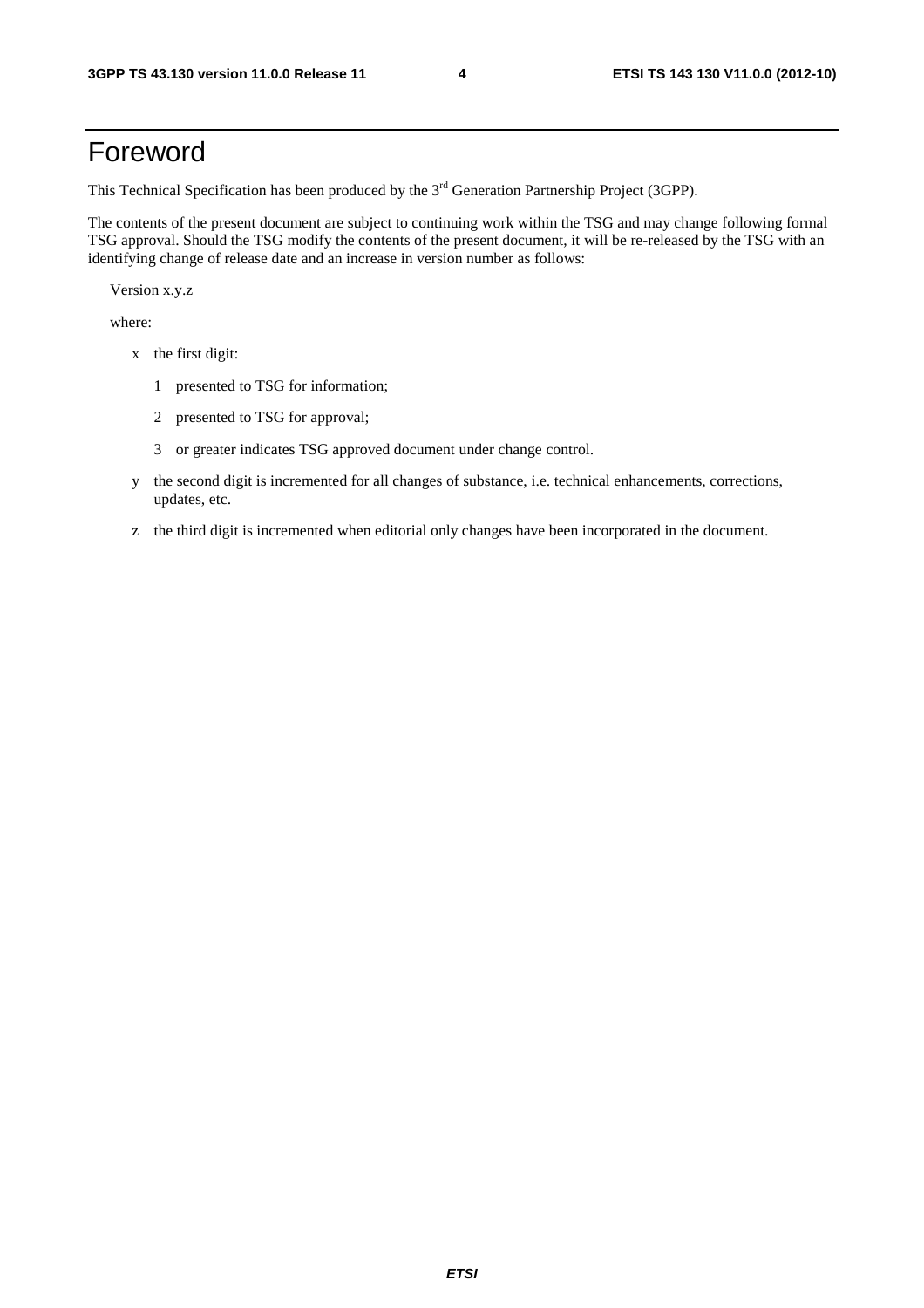# Foreword

This Technical Specification has been produced by the 3rd Generation Partnership Project (3GPP).

The contents of the present document are subject to continuing work within the TSG and may change following formal TSG approval. Should the TSG modify the contents of the present document, it will be re-released by the TSG with an identifying change of release date and an increase in version number as follows:

Version x.y.z

where:

- x the first digit:
  - 1 presented to TSG for information;
  - 2 presented to TSG for approval;
  - 3 or greater indicates TSG approved document under change control.
- y the second digit is incremented for all changes of substance, i.e. technical enhancements, corrections, updates, etc.
- z the third digit is incremented when editorial only changes have been incorporated in the document.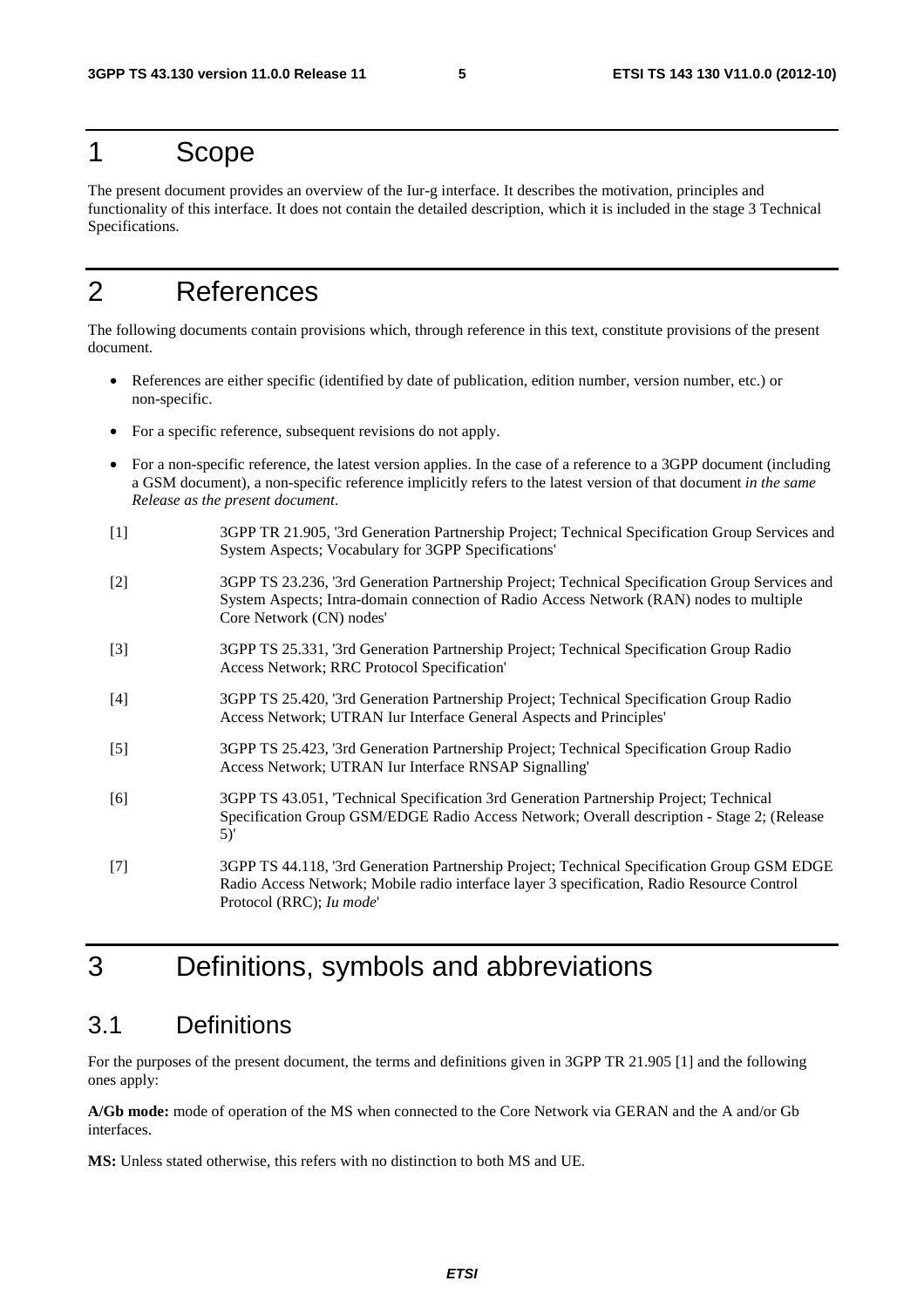# 1 Scope

The present document provides an overview of the Iur-g interface. It describes the motivation, principles and functionality of this interface. It does not contain the detailed description, which it is included in the stage 3 Technical Specifications.

# 2 References

The following documents contain provisions which, through reference in this text, constitute provisions of the present document.

- References are either specific (identified by date of publication, edition number, version number, etc.) or non-specific.
- For a specific reference, subsequent revisions do not apply.
- For a non-specific reference, the latest version applies. In the case of a reference to a 3GPP document (including a GSM document), a non-specific reference implicitly refers to the latest version of that document *in the same Release as the present document*.

[1] 3GPP TR 21.905, '3rd Generation Partnership Project; Technical Specification Group Services and System Aspects; Vocabulary for 3GPP Specifications'

[2] 3GPP TS 23.236, '3rd Generation Partnership Project; Technical Specification Group Services and System Aspects; Intra-domain connection of Radio Access Network (RAN) nodes to multiple Core Network (CN) nodes'

[3] 3GPP TS 25.331, '3rd Generation Partnership Project; Technical Specification Group Radio Access Network; RRC Protocol Specification'

[4] 3GPP TS 25.420, '3rd Generation Partnership Project; Technical Specification Group Radio Access Network; UTRAN Iur Interface General Aspects and Principles'

[5] 3GPP TS 25.423, '3rd Generation Partnership Project; Technical Specification Group Radio Access Network; UTRAN Iur Interface RNSAP Signalling'

[6] 3GPP TS 43.051, 'Technical Specification 3rd Generation Partnership Project; Technical Specification Group GSM/EDGE Radio Access Network; Overall description - Stage 2; (Release 5)'

[7] 3GPP TS 44.118, '3rd Generation Partnership Project; Technical Specification Group GSM EDGE Radio Access Network; Mobile radio interface layer 3 specification, Radio Resource Control Protocol (RRC); *Iu mode*'

# 3 Definitions, symbols and abbreviations

## 3.1 Definitions

For the purposes of the present document, the terms and definitions given in 3GPP TR 21.905 [1] and the following ones apply:

**A/Gb mode:** mode of operation of the MS when connected to the Core Network via GERAN and the A and/or Gb interfaces.

**MS:** Unless stated otherwise, this refers with no distinction to both MS and UE.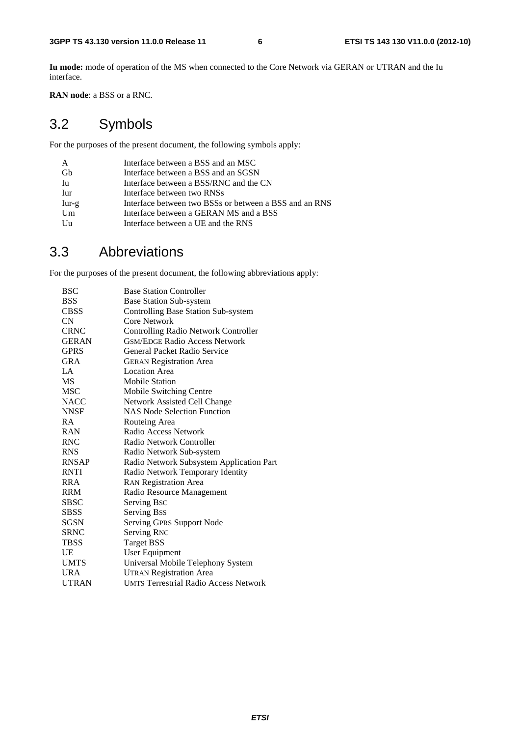**Iu mode:** mode of operation of the MS when connected to the Core Network via GERAN or UTRAN and the Iu interface.

**RAN node**: a BSS or a RNC.

## 3.2 Symbols

For the purposes of the present document, the following symbols apply:

| | |
|---|---|
| A | Interface between a BSS and an MSC |
| Gb | Interface between a BSS and an SGSN |
| Iu | Interface between a BSS/RNC and the CN |
| Iur | Interface between two RNSs |
| Iur-g | Interface between two BSSs or between a BSS and an RNS |
| Um | Interface between a GERAN MS and a BSS |
| Uu | Interface between a UE and the RNS |

## 3.3 Abbreviations

For the purposes of the present document, the following abbreviations apply:

| | |
|---|---|
| BSC | Base Station Controller |
| BSS | Base Station Sub-system |
| CBSS | Controlling Base Station Sub-system |
| CN | Core Network |
| CRNC | Controlling Radio Network Controller |
| GERAN | GSM/EDGE Radio Access Network |
| GPRS | General Packet Radio Service |
| GRA | GERAN Registration Area |
| LA | Location Area |
| MS | Mobile Station |
| MSC | Mobile Switching Centre |
| NACC | Network Assisted Cell Change |
| NNSF | NAS Node Selection Function |
| RA | Routeing Area |
| RAN | Radio Access Network |
| RNC | Radio Network Controller |
| RNS | Radio Network Sub-system |
| RNSAP | Radio Network Subsystem Application Part |
| RNTI | Radio Network Temporary Identity |
| RRA | RAN Registration Area |
| RRM | Radio Resource Management |
| SBSC | Serving BSC |
| SBSS | Serving BSS |
| SGSN | Serving GPRS Support Node |
| SRNC | Serving RNC |
| TBSS | Target BSS |
| UE | User Equipment |
| UMTS | Universal Mobile Telephony System |
| URA | UTRAN Registration Area |
| UTRAN | UMTS Terrestrial Radio Access Network |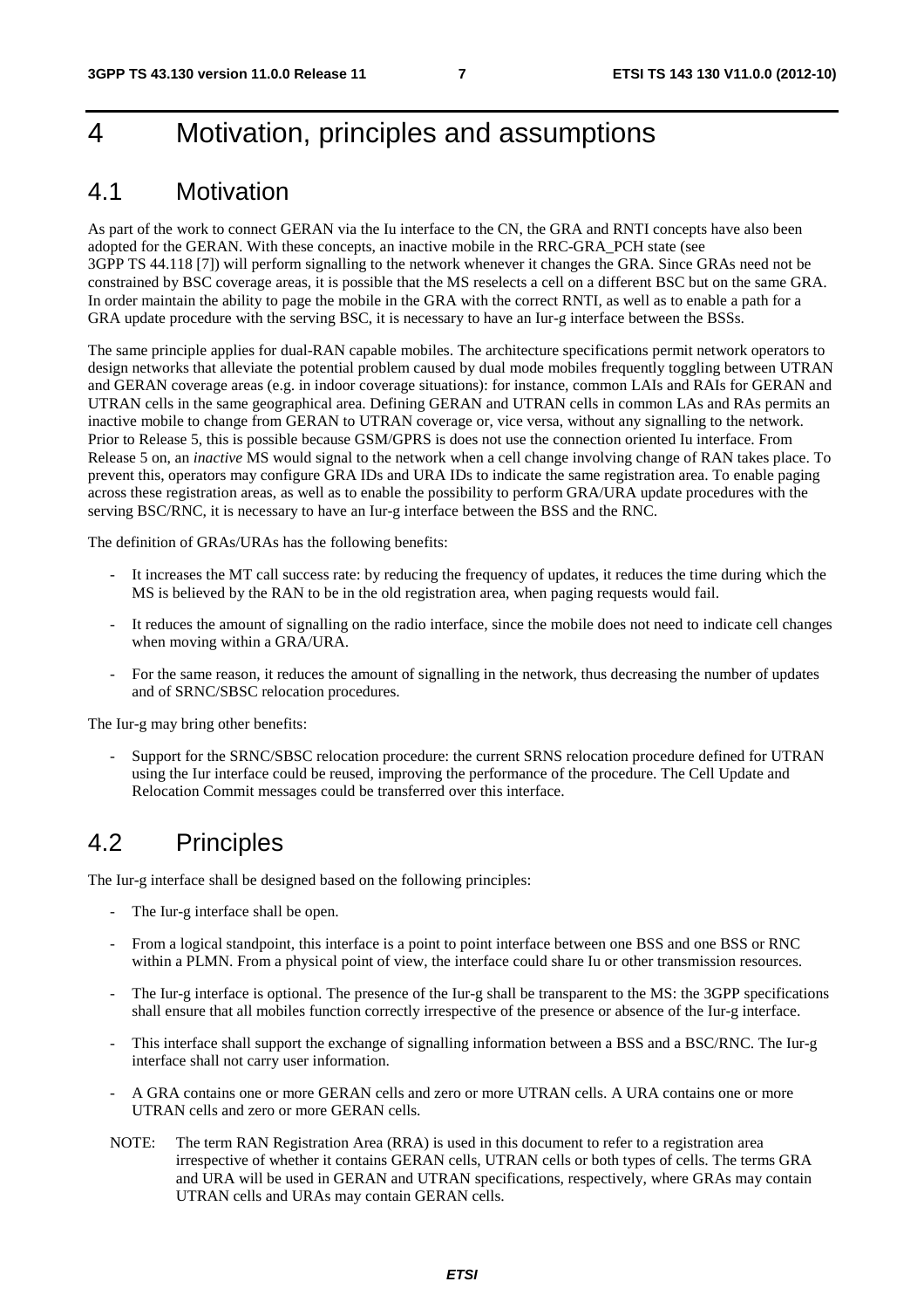# 4 Motivation, principles and assumptions

## 4.1 Motivation

As part of the work to connect GERAN via the Iu interface to the CN, the GRA and RNTI concepts have also been adopted for the GERAN. With these concepts, an inactive mobile in the RRC-GRA_PCH state (see 3GPP TS 44.118 [7]) will perform signalling to the network whenever it changes the GRA. Since GRAs need not be constrained by BSC coverage areas, it is possible that the MS reselects a cell on a different BSC but on the same GRA. In order maintain the ability to page the mobile in the GRA with the correct RNTI, as well as to enable a path for a GRA update procedure with the serving BSC, it is necessary to have an Iur-g interface between the BSSs.

The same principle applies for dual-RAN capable mobiles. The architecture specifications permit network operators to design networks that alleviate the potential problem caused by dual mode mobiles frequently toggling between UTRAN and GERAN coverage areas (e.g. in indoor coverage situations): for instance, common LAIs and RAIs for GERAN and UTRAN cells in the same geographical area. Defining GERAN and UTRAN cells in common LAs and RAs permits an inactive mobile to change from GERAN to UTRAN coverage or, vice versa, without any signalling to the network. Prior to Release 5, this is possible because GSM/GPRS is does not use the connection oriented Iu interface. From Release 5 on, an *inactive* MS would signal to the network when a cell change involving change of RAN takes place. To prevent this, operators may configure GRA IDs and URA IDs to indicate the same registration area. To enable paging across these registration areas, as well as to enable the possibility to perform GRA/URA update procedures with the serving BSC/RNC, it is necessary to have an Iur-g interface between the BSS and the RNC.

The definition of GRAs/URAs has the following benefits:

- It increases the MT call success rate: by reducing the frequency of updates, it reduces the time during which the MS is believed by the RAN to be in the old registration area, when paging requests would fail.
- It reduces the amount of signalling on the radio interface, since the mobile does not need to indicate cell changes when moving within a GRA/URA.
- For the same reason, it reduces the amount of signalling in the network, thus decreasing the number of updates and of SRNC/SBSC relocation procedures.

The Iur-g may bring other benefits:

- Support for the SRNC/SBSC relocation procedure: the current SRNS relocation procedure defined for UTRAN using the Iur interface could be reused, improving the performance of the procedure. The Cell Update and Relocation Commit messages could be transferred over this interface.

## 4.2 Principles

The Iur-g interface shall be designed based on the following principles:

- The Iur-g interface shall be open.
- From a logical standpoint, this interface is a point to point interface between one BSS and one BSS or RNC within a PLMN. From a physical point of view, the interface could share Iu or other transmission resources.
- The Iur-g interface is optional. The presence of the Iur-g shall be transparent to the MS: the 3GPP specifications shall ensure that all mobiles function correctly irrespective of the presence or absence of the Iur-g interface.
- This interface shall support the exchange of signalling information between a BSS and a BSC/RNC. The Iur-g interface shall not carry user information.
- A GRA contains one or more GERAN cells and zero or more UTRAN cells. A URA contains one or more UTRAN cells and zero or more GERAN cells.

NOTE: The term RAN Registration Area (RRA) is used in this document to refer to a registration area irrespective of whether it contains GERAN cells, UTRAN cells or both types of cells. The terms GRA and URA will be used in GERAN and UTRAN specifications, respectively, where GRAs may contain UTRAN cells and URAs may contain GERAN cells.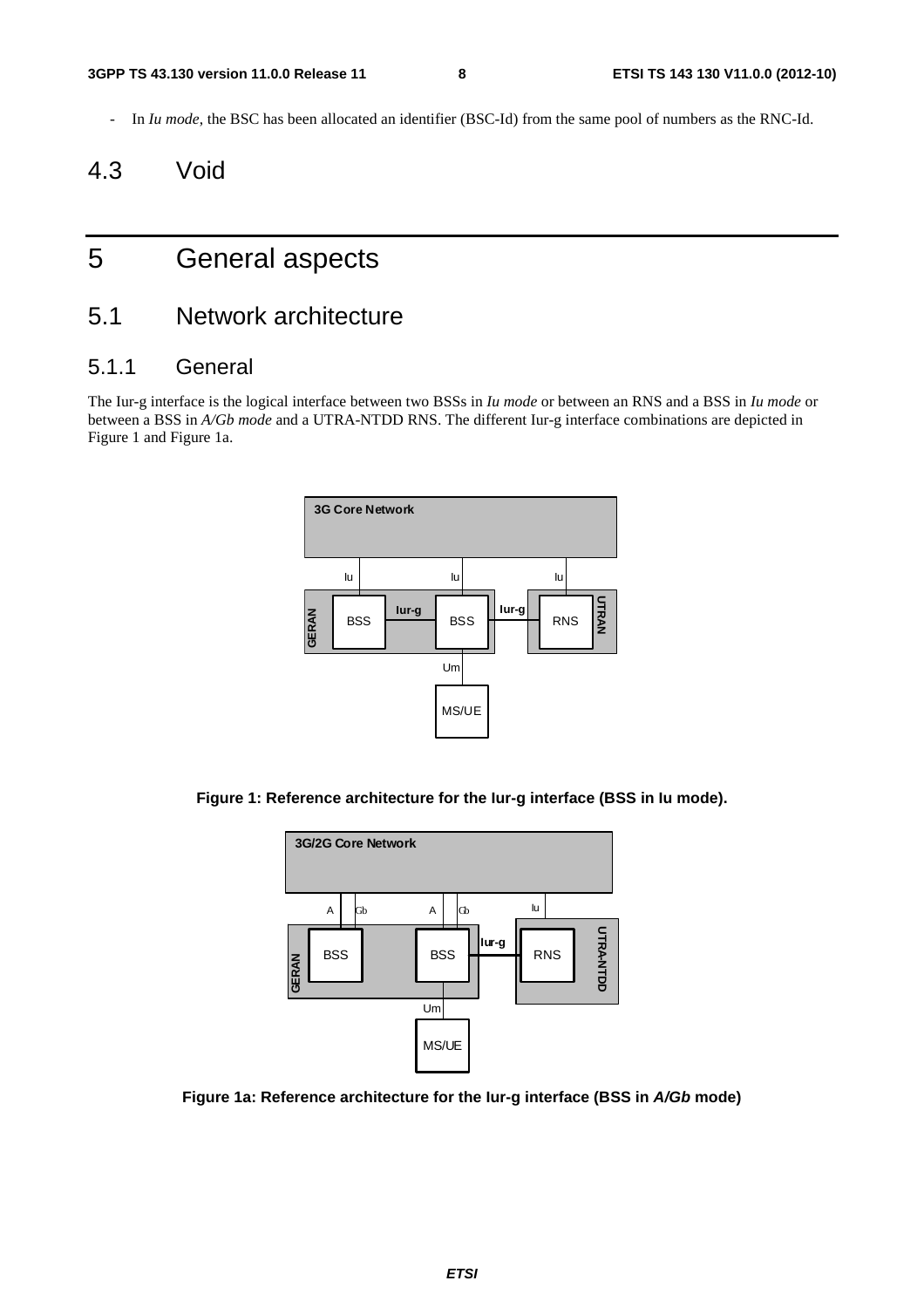- In *Iu mode*, the BSC has been allocated an identifier (BSC-Id) from the same pool of numbers as the RNC-Id.

## 4.3 Void

# 5 General aspects

## 5.1 Network architecture

### 5.1.1 General

The Iur-g interface is the logical interface between two BSSs in *Iu mode* or between an RNS and a BSS in *Iu mode* or between a BSS in *A/Gb mode* and a UTRA-NTDD RNS. The different Iur-g interface combinations are depicted in Figure 1 and Figure 1a.

3G Core Network
Iu
Iu
Iu
GERAN
BSS
Iur-g
BSS
Iur-g
RNS
UTRAN
Um
MS/UE

**Figure 1: Reference architecture for the Iur-g interface (BSS in Iu mode).**

3G/2G Core Network
A
Gb
A
Gb
Iu
GERAN
BSS
BSS
Iur-g
RNS
UTRA-NTDD
Um
MS/UE

**Figure 1a: Reference architecture for the Iur-g interface (BSS in *A/Gb* mode)**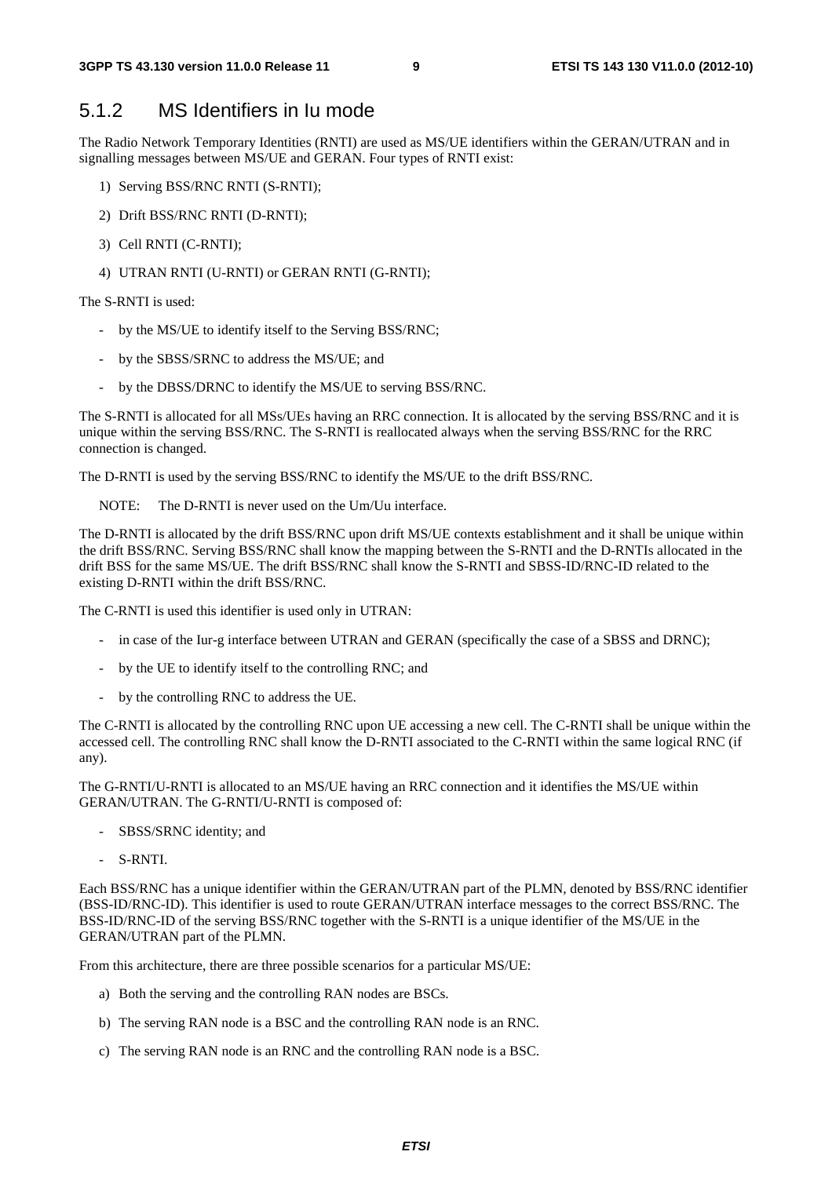### 5.1.2 MS Identifiers in Iu mode

The Radio Network Temporary Identities (RNTI) are used as MS/UE identifiers within the GERAN/UTRAN and in signalling messages between MS/UE and GERAN. Four types of RNTI exist:

1) Serving BSS/RNC RNTI (S-RNTI);

2) Drift BSS/RNC RNTI (D-RNTI);

3) Cell RNTI (C-RNTI);

4) UTRAN RNTI (U-RNTI) or GERAN RNTI (G-RNTI);

The S-RNTI is used:

- by the MS/UE to identify itself to the Serving BSS/RNC;
- by the SBSS/SRNC to address the MS/UE; and
- by the DBSS/DRNC to identify the MS/UE to serving BSS/RNC.

The S-RNTI is allocated for all MSs/UEs having an RRC connection. It is allocated by the serving BSS/RNC and it is unique within the serving BSS/RNC. The S-RNTI is reallocated always when the serving BSS/RNC for the RRC connection is changed.

The D-RNTI is used by the serving BSS/RNC to identify the MS/UE to the drift BSS/RNC.

NOTE: The D-RNTI is never used on the Um/Uu interface.

The D-RNTI is allocated by the drift BSS/RNC upon drift MS/UE contexts establishment and it shall be unique within the drift BSS/RNC. Serving BSS/RNC shall know the mapping between the S-RNTI and the D-RNTIs allocated in the drift BSS for the same MS/UE. The drift BSS/RNC shall know the S-RNTI and SBSS-ID/RNC-ID related to the existing D-RNTI within the drift BSS/RNC.

The C-RNTI is used this identifier is used only in UTRAN:

- in case of the Iur-g interface between UTRAN and GERAN (specifically the case of a SBSS and DRNC);
- by the UE to identify itself to the controlling RNC; and
- by the controlling RNC to address the UE.

The C-RNTI is allocated by the controlling RNC upon UE accessing a new cell. The C-RNTI shall be unique within the accessed cell. The controlling RNC shall know the D-RNTI associated to the C-RNTI within the same logical RNC (if any).

The G-RNTI/U-RNTI is allocated to an MS/UE having an RRC connection and it identifies the MS/UE within GERAN/UTRAN. The G-RNTI/U-RNTI is composed of:

- SBSS/SRNC identity; and
- S-RNTI.

Each BSS/RNC has a unique identifier within the GERAN/UTRAN part of the PLMN, denoted by BSS/RNC identifier (BSS-ID/RNC-ID). This identifier is used to route GERAN/UTRAN interface messages to the correct BSS/RNC. The BSS-ID/RNC-ID of the serving BSS/RNC together with the S-RNTI is a unique identifier of the MS/UE in the GERAN/UTRAN part of the PLMN.

From this architecture, there are three possible scenarios for a particular MS/UE:

a) Both the serving and the controlling RAN nodes are BSCs.

b) The serving RAN node is a BSC and the controlling RAN node is an RNC.

c) The serving RAN node is an RNC and the controlling RAN node is a BSC.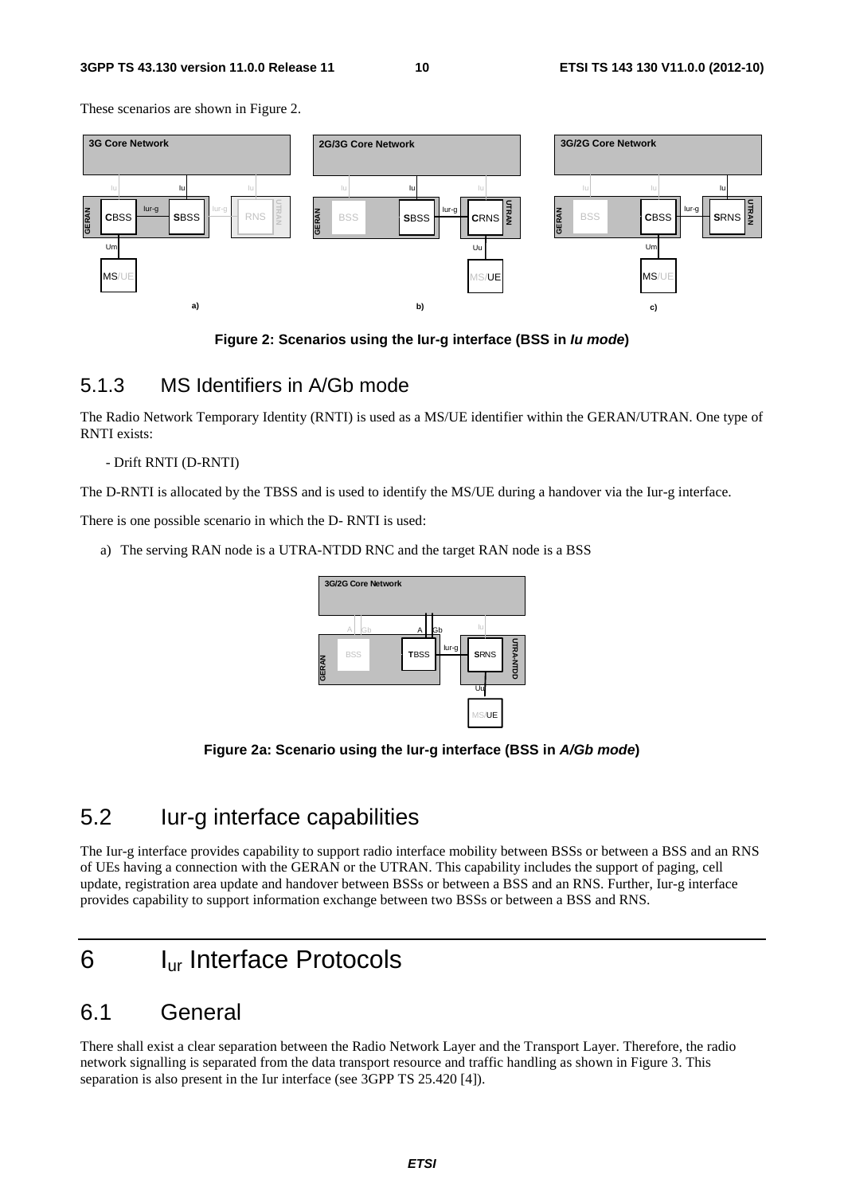These scenarios are shown in Figure 2.

3G Core Network

Iu
Iu
Iu

GERAN
CBSS
Iur-g
SBSS
Iur-g
RNS
UTRAN

Um

MS/UE

a)

2G/3G Core Network

Iu
Iu
Iu

GERAN
BSS
SBSS
Iur-g
CRNS
UTRAN

Uu

MS/UE

b)

3G/2G Core Network

Iu
Iu
Iu

GERAN
BSS
CBSS
Iur-g
SRNS
UTRAN

Um

MS/UE

c)

**Figure 2: Scenarios using the Iur-g interface (BSS in *Iu mode*)**

### 5.1.3 MS Identifiers in A/Gb mode

The Radio Network Temporary Identity (RNTI) is used as a MS/UE identifier within the GERAN/UTRAN. One type of RNTI exists:

- Drift RNTI (D-RNTI)

The D-RNTI is allocated by the TBSS and is used to identify the MS/UE during a handover via the Iur-g interface.

There is one possible scenario in which the D- RNTI is used:

a) The serving RAN node is a UTRA-NTDD RNC and the target RAN node is a BSS

3G/2G Core Network

A
Gb
A
Gb
Iu

GERAN
BSS
TBSS
Iur-g
SRNS
UTRA-NTDD

Uu

MS/UE

**Figure 2a: Scenario using the Iur-g interface (BSS in *A/Gb mode*)**

## 5.2 Iur-g interface capabilities

The Iur-g interface provides capability to support radio interface mobility between BSSs or between a BSS and an RNS of UEs having a connection with the GERAN or the UTRAN. This capability includes the support of paging, cell update, registration area update and handover between BSSs or between a BSS and an RNS. Further, Iur-g interface provides capability to support information exchange between two BSSs or between a BSS and RNS.

# 6 $I_{ur}$ Interface Protocols

## 6.1 General

There shall exist a clear separation between the Radio Network Layer and the Transport Layer. Therefore, the radio network signalling is separated from the data transport resource and traffic handling as shown in Figure 3. This separation is also present in the Iur interface (see 3GPP TS 25.420 [4]).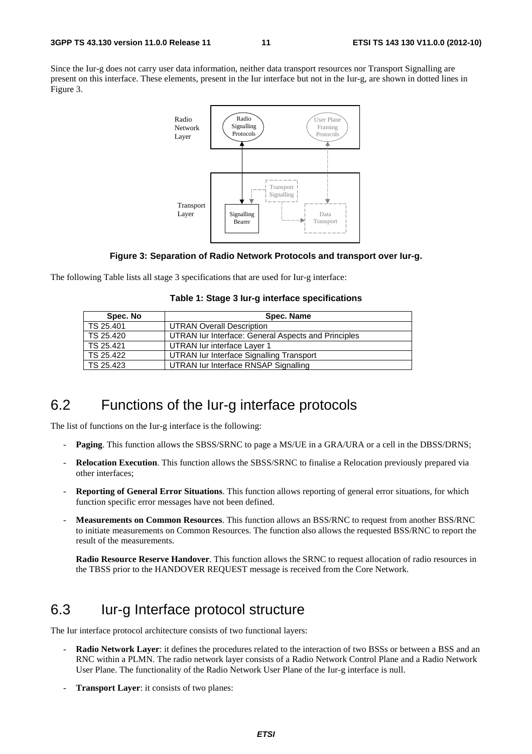Since the Iur-g does not carry user data information, neither data transport resources nor Transport Signalling are present on this interface. These elements, present in the Iur interface but not in the Iur-g, are shown in dotted lines in Figure 3.

Radio Network Layer

Radio Signalling Protocols

User Plane Framing Protocols

Transport Layer

Transport Signalling

Signalling Bearer

Data Transport

**Figure 3: Separation of Radio Network Protocols and transport over Iur-g.**

The following Table lists all stage 3 specifications that are used for Iur-g interface:

**Table 1: Stage 3 Iur-g interface specifications**

| Spec. No | Spec. Name |
|---|---|
| TS 25.401 | UTRAN Overall Description |
| TS 25.420 | UTRAN Iur Interface: General Aspects and Principles |
| TS 25.421 | UTRAN Iur interface Layer 1 |
| TS 25.422 | UTRAN Iur Interface Signalling Transport |
| TS 25.423 | UTRAN Iur Interface RNSAP Signalling |

## 6.2 Functions of the Iur-g interface protocols

The list of functions on the Iur-g interface is the following:

- **Paging**. This function allows the SBSS/SRNC to page a MS/UE in a GRA/URA or a cell in the DBSS/DRNS;
- **Relocation Execution**. This function allows the SBSS/SRNC to finalise a Relocation previously prepared via other interfaces;
- **Reporting of General Error Situations**. This function allows reporting of general error situations, for which function specific error messages have not been defined.
- **Measurements on Common Resources**. This function allows an BSS/RNC to request from another BSS/RNC to initiate measurements on Common Resources. The function also allows the requested BSS/RNC to report the result of the measurements.

  **Radio Resource Reserve Handover**. This function allows the SRNC to request allocation of radio resources in the TBSS prior to the HANDOVER REQUEST message is received from the Core Network.

## 6.3 Iur-g Interface protocol structure

The Iur interface protocol architecture consists of two functional layers:

- **Radio Network Layer**: it defines the procedures related to the interaction of two BSSs or between a BSS and an RNC within a PLMN. The radio network layer consists of a Radio Network Control Plane and a Radio Network User Plane. The functionality of the Radio Network User Plane of the Iur-g interface is null.
- **Transport Layer**: it consists of two planes: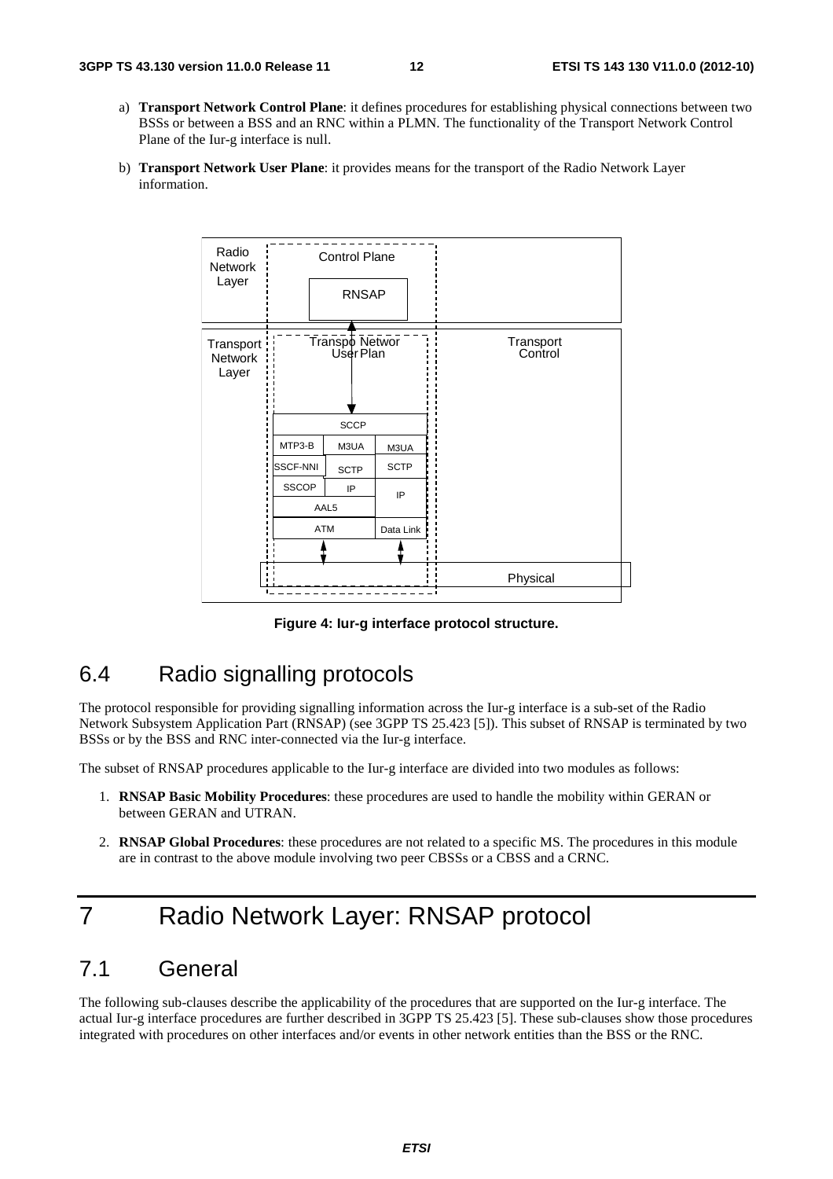a) **Transport Network Control Plane**: it defines procedures for establishing physical connections between two BSSs or between a BSS and an RNC within a PLMN. The functionality of the Transport Network Control Plane of the Iur-g interface is null.

b) **Transport Network User Plane**: it provides means for the transport of the Radio Network Layer information.

Radio Network Layer
Control Plane
RNSAP
Transport Network Layer
Transpo Networ User Plan
Transport Control
SCCP
MTP3-B
M3UA
M3UA
SSCF-NNI
SCTP
SCTP
SSCOP
IP
IP
AAL5
ATM
Data Link
Physical

**Figure 4: Iur-g interface protocol structure.**

## 6.4 Radio signalling protocols

The protocol responsible for providing signalling information across the Iur-g interface is a sub-set of the Radio Network Subsystem Application Part (RNSAP) (see 3GPP TS 25.423 [5]). This subset of RNSAP is terminated by two BSSs or by the BSS and RNC inter-connected via the Iur-g interface.

The subset of RNSAP procedures applicable to the Iur-g interface are divided into two modules as follows:

1. **RNSAP Basic Mobility Procedures**: these procedures are used to handle the mobility within GERAN or between GERAN and UTRAN.

2. **RNSAP Global Procedures**: these procedures are not related to a specific MS. The procedures in this module are in contrast to the above module involving two peer CBSSs or a CBSS and a CRNC.

# 7 Radio Network Layer: RNSAP protocol

## 7.1 General

The following sub-clauses describe the applicability of the procedures that are supported on the Iur-g interface. The actual Iur-g interface procedures are further described in 3GPP TS 25.423 [5]. These sub-clauses show those procedures integrated with procedures on other interfaces and/or events in other network entities than the BSS or the RNC.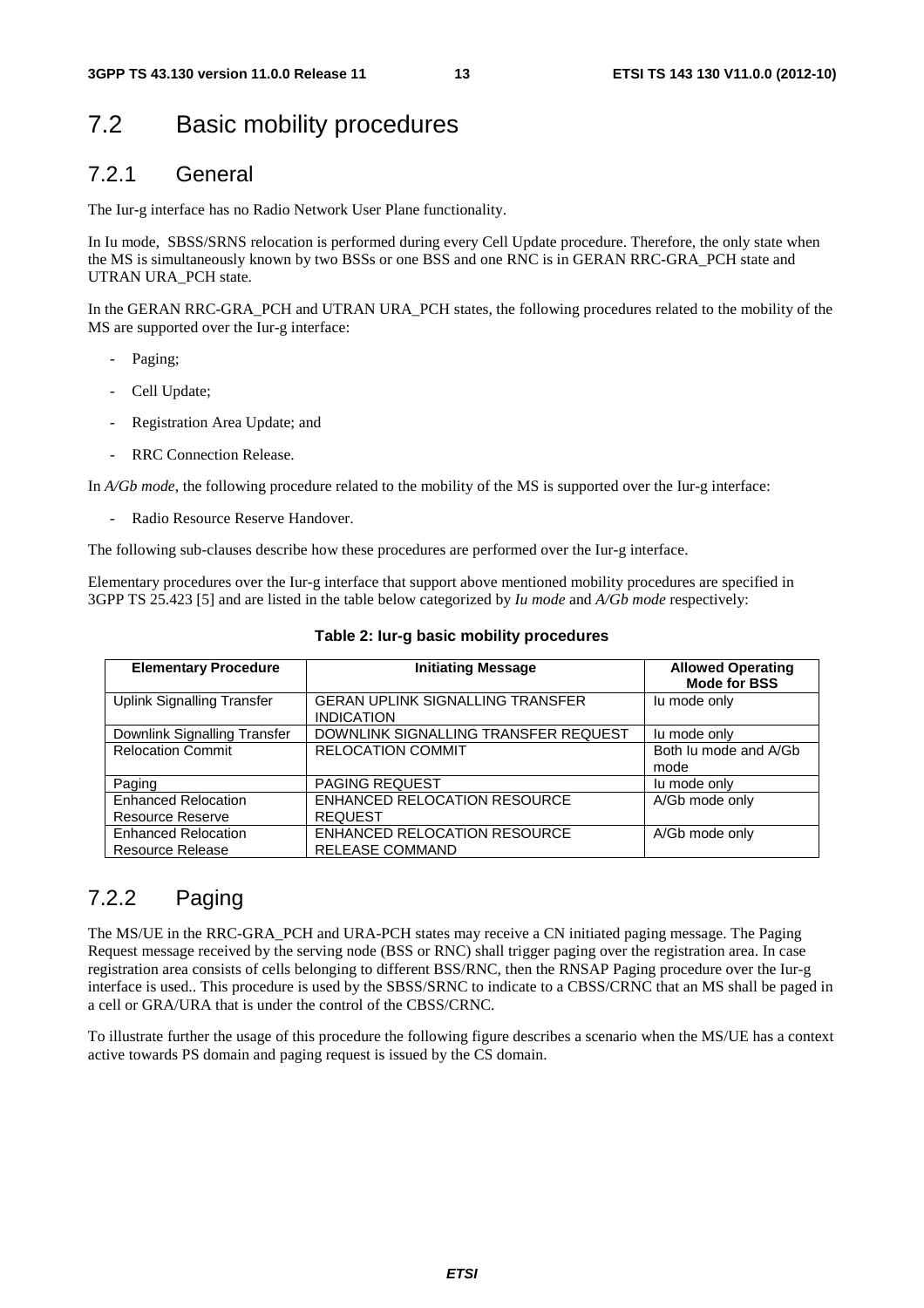## 7.2 Basic mobility procedures

### 7.2.1 General

The Iur-g interface has no Radio Network User Plane functionality.

In Iu mode,  SBSS/SRNS relocation is performed during every Cell Update procedure. Therefore, the only state when the MS is simultaneously known by two BSSs or one BSS and one RNC is in GERAN RRC-GRA_PCH state and UTRAN URA_PCH state.

In the GERAN RRC-GRA_PCH and UTRAN URA_PCH states, the following procedures related to the mobility of the MS are supported over the Iur-g interface:

- Paging;
- Cell Update;
- Registration Area Update; and
- RRC Connection Release.

In *A/Gb mode*, the following procedure related to the mobility of the MS is supported over the Iur-g interface:

- Radio Resource Reserve Handover.

The following sub-clauses describe how these procedures are performed over the Iur-g interface.

Elementary procedures over the Iur-g interface that support above mentioned mobility procedures are specified in 3GPP TS 25.423 [5] and are listed in the table below categorized by *Iu mode* and *A/Gb mode* respectively:

**Table 2: Iur-g basic mobility procedures**

| Elementary Procedure | Initiating Message | Allowed Operating Mode for BSS |
|---|---|---|
| Uplink Signalling Transfer | GERAN UPLINK SIGNALLING TRANSFER INDICATION | Iu mode only |
| Downlink Signalling Transfer | DOWNLINK SIGNALLING TRANSFER REQUEST | Iu mode only |
| Relocation Commit | RELOCATION COMMIT | Both Iu mode and A/Gb mode |
| Paging | PAGING REQUEST | Iu mode only |
| Enhanced Relocation Resource Reserve | ENHANCED RELOCATION RESOURCE REQUEST | A/Gb mode only |
| Enhanced Relocation Resource Release | ENHANCED RELOCATION RESOURCE RELEASE COMMAND | A/Gb mode only |

### 7.2.2 Paging

The MS/UE in the RRC-GRA_PCH and URA-PCH states may receive a CN initiated paging message. The Paging Request message received by the serving node (BSS or RNC) shall trigger paging over the registration area. In case registration area consists of cells belonging to different BSS/RNC, then the RNSAP Paging procedure over the Iur-g interface is used.. This procedure is used by the SBSS/SRNC to indicate to a CBSS/CRNC that an MS shall be paged in a cell or GRA/URA that is under the control of the CBSS/CRNC.

To illustrate further the usage of this procedure the following figure describes a scenario when the MS/UE has a context active towards PS domain and paging request is issued by the CS domain.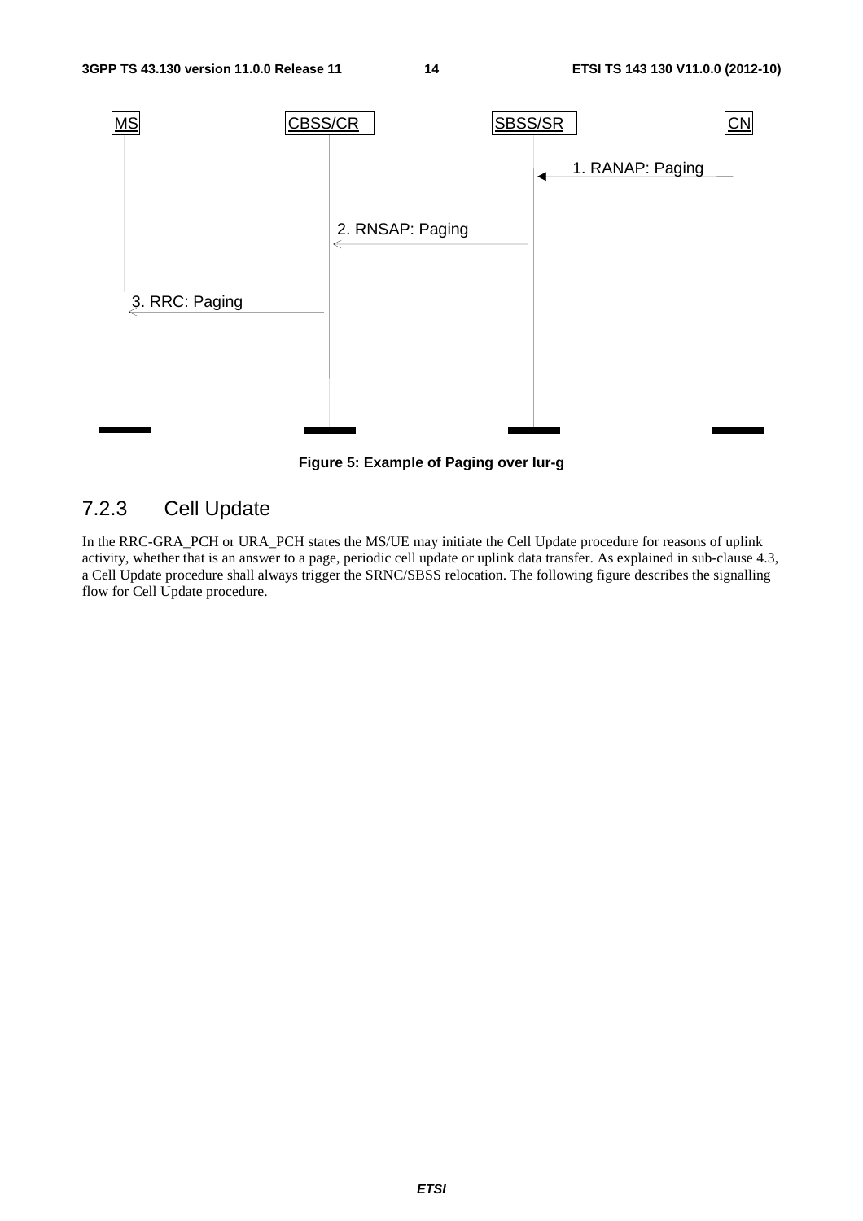MS CBSS/CR SBSS/SR CN

1. RANAP: Paging

2. RNSAP: Paging

3. RRC: Paging

**Figure 5: Example of Paging over Iur-g**

### 7.2.3 Cell Update

In the RRC-GRA_PCH or URA_PCH states the MS/UE may initiate the Cell Update procedure for reasons of uplink activity, whether that is an answer to a page, periodic cell update or uplink data transfer. As explained in sub-clause 4.3, a Cell Update procedure shall always trigger the SRNC/SBSS relocation. The following figure describes the signalling flow for Cell Update procedure.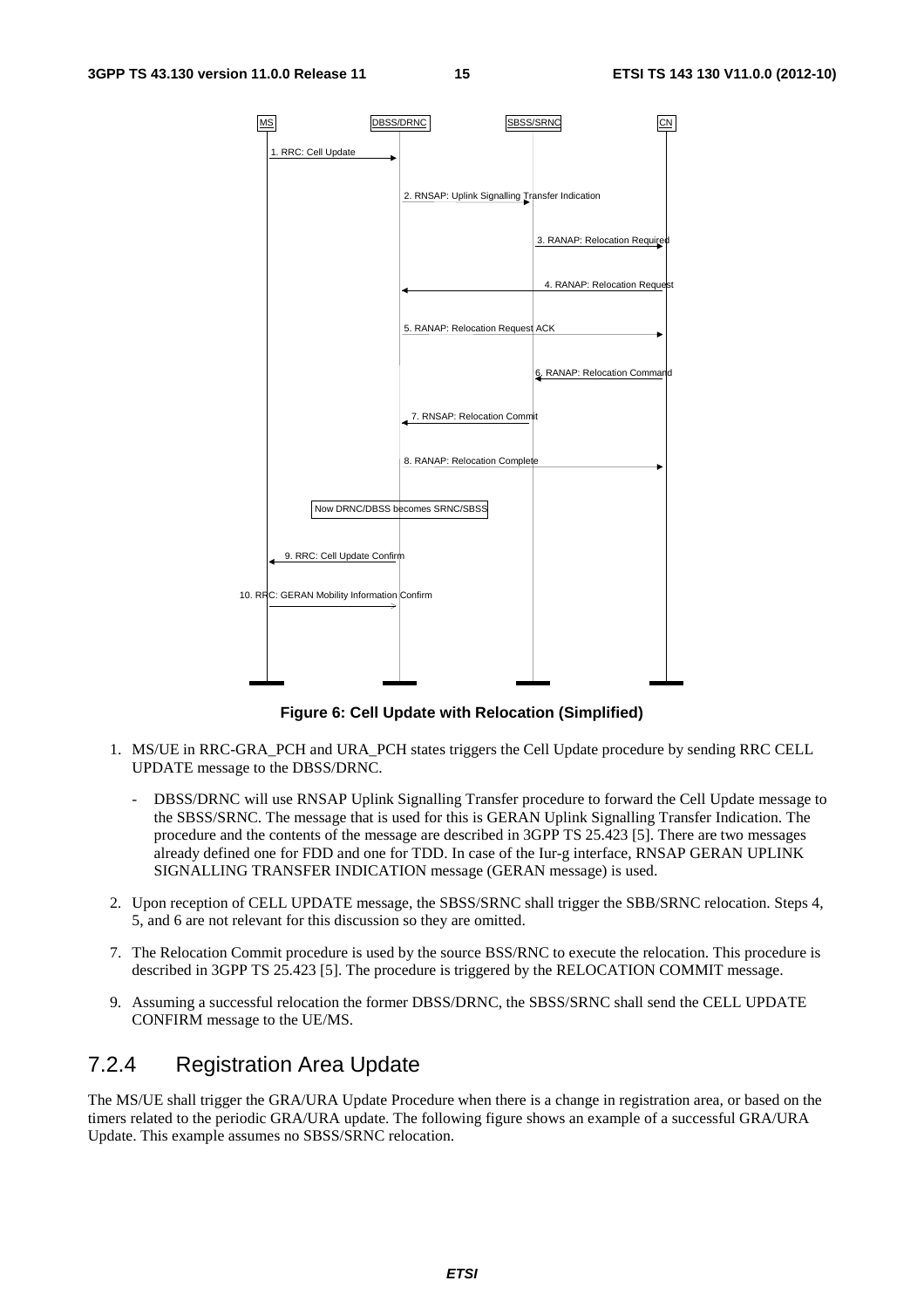MS | DBSS/DRNC | SBSS/SRNC | CN

1. RRC: Cell Update

2. RNSAP: Uplink Signalling Transfer Indication

3. RANAP: Relocation Required

4. RANAP: Relocation Request

5. RANAP: Relocation Request ACK

6. RANAP: Relocation Command

7. RNSAP: Relocation Commit

8. RANAP: Relocation Complete

Now DRNC/DBSS becomes SRNC/SBSS

9. RRC: Cell Update Confirm

10. RRC: GERAN Mobility Information Confirm

**Figure 6: Cell Update with Relocation (Simplified)**

1. MS/UE in RRC-GRA_PCH and URA_PCH states triggers the Cell Update procedure by sending RRC CELL UPDATE message to the DBSS/DRNC.

   - DBSS/DRNC will use RNSAP Uplink Signalling Transfer procedure to forward the Cell Update message to the SBSS/SRNC. The message that is used for this is GERAN Uplink Signalling Transfer Indication. The procedure and the contents of the message are described in 3GPP TS 25.423 [5]. There are two messages already defined one for FDD and one for TDD. In case of the Iur-g interface, RNSAP GERAN UPLINK SIGNALLING TRANSFER INDICATION message (GERAN message) is used.

2. Upon reception of CELL UPDATE message, the SBSS/SRNC shall trigger the SBB/SRNC relocation. Steps 4, 5, and 6 are not relevant for this discussion so they are omitted.

7. The Relocation Commit procedure is used by the source BSS/RNC to execute the relocation. This procedure is described in 3GPP TS 25.423 [5]. The procedure is triggered by the RELOCATION COMMIT message.

9. Assuming a successful relocation the former DBSS/DRNC, the SBSS/SRNC shall send the CELL UPDATE CONFIRM message to the UE/MS.

## 7.2.4 Registration Area Update

The MS/UE shall trigger the GRA/URA Update Procedure when there is a change in registration area, or based on the timers related to the periodic GRA/URA update. The following figure shows an example of a successful GRA/URA Update. This example assumes no SBSS/SRNC relocation.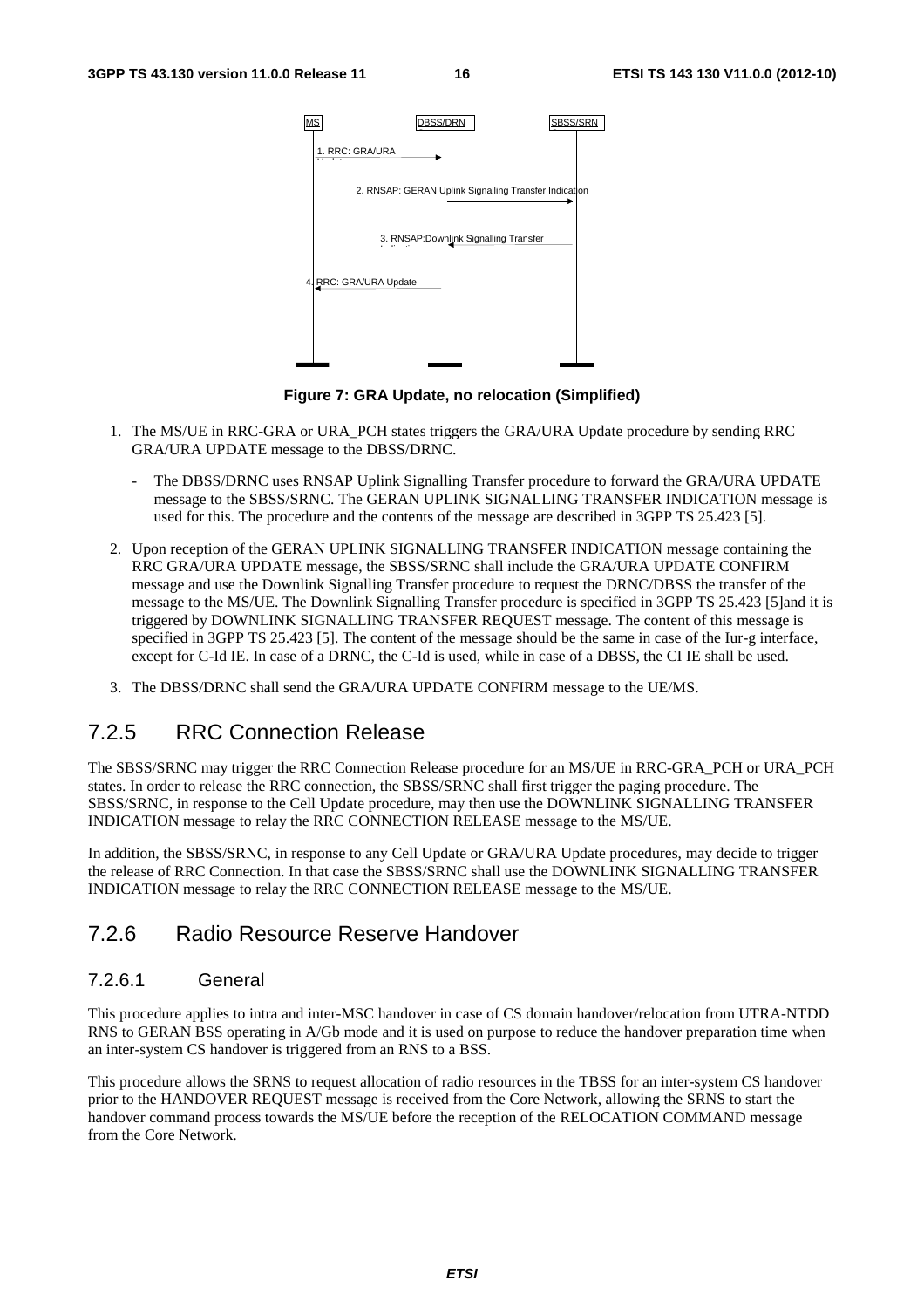MS | DBSS/DRN | SBSS/SRN

1. RRC: GRA/URA

2. RNSAP: GERAN Uplink Signalling Transfer Indication

3. RNSAP:Downlink Signalling Transfer

4. RRC: GRA/URA Update

**Figure 7: GRA Update, no relocation (Simplified)**

1. The MS/UE in RRC-GRA or URA_PCH states triggers the GRA/URA Update procedure by sending RRC GRA/URA UPDATE message to the DBSS/DRNC.
   - The DBSS/DRNC uses RNSAP Uplink Signalling Transfer procedure to forward the GRA/URA UPDATE message to the SBSS/SRNC. The GERAN UPLINK SIGNALLING TRANSFER INDICATION message is used for this. The procedure and the contents of the message are described in 3GPP TS 25.423 [5].
2. Upon reception of the GERAN UPLINK SIGNALLING TRANSFER INDICATION message containing the RRC GRA/URA UPDATE message, the SBSS/SRNC shall include the GRA/URA UPDATE CONFIRM message and use the Downlink Signalling Transfer procedure to request the DRNC/DBSS the transfer of the message to the MS/UE. The Downlink Signalling Transfer procedure is specified in 3GPP TS 25.423 [5]and it is triggered by DOWNLINK SIGNALLING TRANSFER REQUEST message. The content of this message is specified in 3GPP TS 25.423 [5]. The content of the message should be the same in case of the Iur-g interface, except for C-Id IE. In case of a DRNC, the C-Id is used, while in case of a DBSS, the CI IE shall be used.
3. The DBSS/DRNC shall send the GRA/URA UPDATE CONFIRM message to the UE/MS.

## 7.2.5 RRC Connection Release

The SBSS/SRNC may trigger the RRC Connection Release procedure for an MS/UE in RRC-GRA_PCH or URA_PCH states. In order to release the RRC connection, the SBSS/SRNC shall first trigger the paging procedure. The SBSS/SRNC, in response to the Cell Update procedure, may then use the DOWNLINK SIGNALLING TRANSFER INDICATION message to relay the RRC CONNECTION RELEASE message to the MS/UE.

In addition, the SBSS/SRNC, in response to any Cell Update or GRA/URA Update procedures, may decide to trigger the release of RRC Connection. In that case the SBSS/SRNC shall use the DOWNLINK SIGNALLING TRANSFER INDICATION message to relay the RRC CONNECTION RELEASE message to the MS/UE.

## 7.2.6 Radio Resource Reserve Handover

### 7.2.6.1 General

This procedure applies to intra and inter-MSC handover in case of CS domain handover/relocation from UTRA-NTDD RNS to GERAN BSS operating in A/Gb mode and it is used on purpose to reduce the handover preparation time when an inter-system CS handover is triggered from an RNS to a BSS.

This procedure allows the SRNS to request allocation of radio resources in the TBSS for an inter-system CS handover prior to the HANDOVER REQUEST message is received from the Core Network, allowing the SRNS to start the handover command process towards the MS/UE before the reception of the RELOCATION COMMAND message from the Core Network.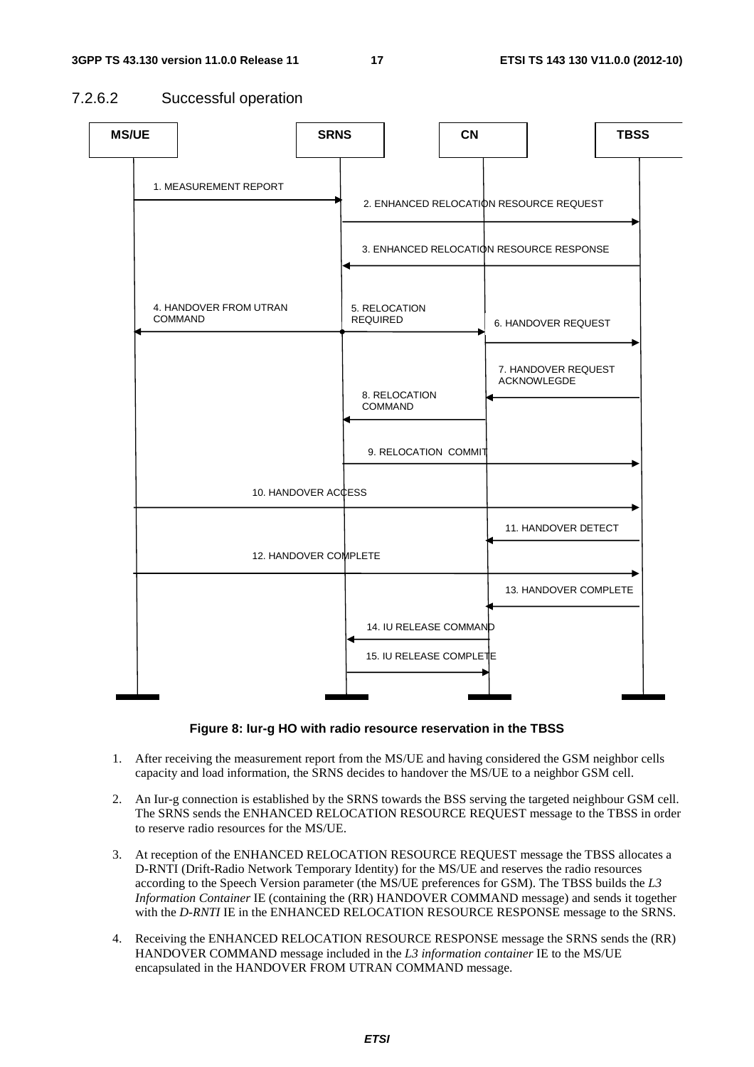### 7.2.6.2 Successful operation

MS/UE
SRNS
CN
TBSS

1. MEASUREMENT REPORT
2. ENHANCED RELOCATION RESOURCE REQUEST
3. ENHANCED RELOCATION RESOURCE RESPONSE
4. HANDOVER FROM UTRAN COMMAND
5. RELOCATION REQUIRED
6. HANDOVER REQUEST
7. HANDOVER REQUEST ACKNOWLEGDE
8. RELOCATION COMMAND
9. RELOCATION COMMIT
10. HANDOVER ACCESS
11. HANDOVER DETECT
12. HANDOVER COMPLETE
13. HANDOVER COMPLETE
14. IU RELEASE COMMAND
15. IU RELEASE COMPLETE

**Figure 8: Iur-g HO with radio resource reservation in the TBSS**

1. After receiving the measurement report from the MS/UE and having considered the GSM neighbor cells capacity and load information, the SRNS decides to handover the MS/UE to a neighbor GSM cell.

2. An Iur-g connection is established by the SRNS towards the BSS serving the targeted neighbour GSM cell. The SRNS sends the ENHANCED RELOCATION RESOURCE REQUEST message to the TBSS in order to reserve radio resources for the MS/UE.

3. At reception of the ENHANCED RELOCATION RESOURCE REQUEST message the TBSS allocates a D-RNTI (Drift-Radio Network Temporary Identity) for the MS/UE and reserves the radio resources according to the Speech Version parameter (the MS/UE preferences for GSM). The TBSS builds the *L3 Information Container* IE (containing the (RR) HANDOVER COMMAND message) and sends it together with the *D-RNTI* IE in the ENHANCED RELOCATION RESOURCE RESPONSE message to the SRNS.

4. Receiving the ENHANCED RELOCATION RESOURCE RESPONSE message the SRNS sends the (RR) HANDOVER COMMAND message included in the *L3 information container* IE to the MS/UE encapsulated in the HANDOVER FROM UTRAN COMMAND message.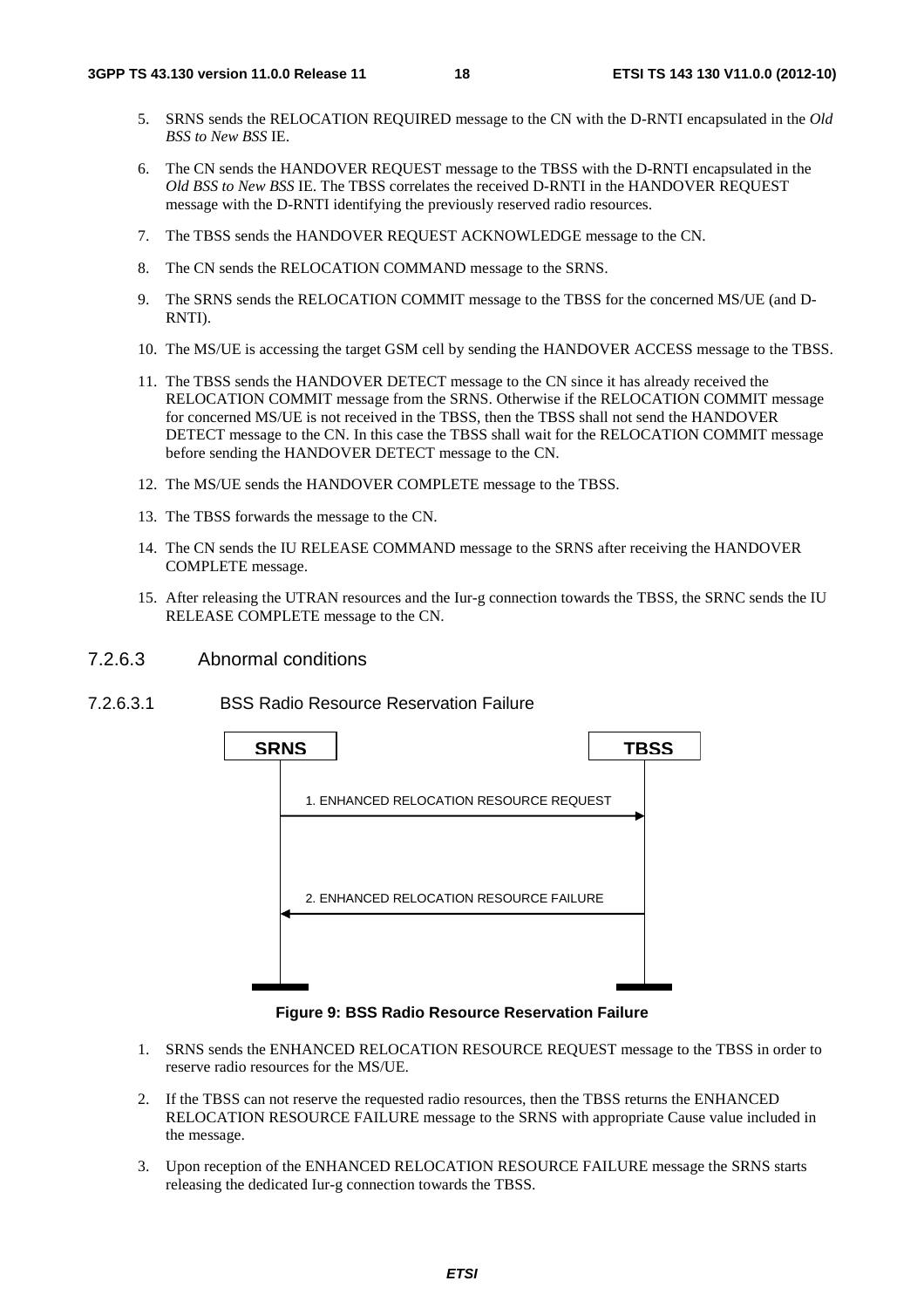5. SRNS sends the RELOCATION REQUIRED message to the CN with the D-RNTI encapsulated in the *Old BSS to New BSS* IE.

6. The CN sends the HANDOVER REQUEST message to the TBSS with the D-RNTI encapsulated in the *Old BSS to New BSS* IE. The TBSS correlates the received D-RNTI in the HANDOVER REQUEST message with the D-RNTI identifying the previously reserved radio resources.

7. The TBSS sends the HANDOVER REQUEST ACKNOWLEDGE message to the CN.

8. The CN sends the RELOCATION COMMAND message to the SRNS.

9. The SRNS sends the RELOCATION COMMIT message to the TBSS for the concerned MS/UE (and D-RNTI).

10. The MS/UE is accessing the target GSM cell by sending the HANDOVER ACCESS message to the TBSS.

11. The TBSS sends the HANDOVER DETECT message to the CN since it has already received the RELOCATION COMMIT message from the SRNS. Otherwise if the RELOCATION COMMIT message for concerned MS/UE is not received in the TBSS, then the TBSS shall not send the HANDOVER DETECT message to the CN. In this case the TBSS shall wait for the RELOCATION COMMIT message before sending the HANDOVER DETECT message to the CN.

12. The MS/UE sends the HANDOVER COMPLETE message to the TBSS.

13. The TBSS forwards the message to the CN.

14. The CN sends the IU RELEASE COMMAND message to the SRNS after receiving the HANDOVER COMPLETE message.

15. After releasing the UTRAN resources and the Iur-g connection towards the TBSS, the SRNC sends the IU RELEASE COMPLETE message to the CN.

### 7.2.6.3 Abnormal conditions

#### 7.2.6.3.1 BSS Radio Resource Reservation Failure

SRNS

TBSS

1. ENHANCED RELOCATION RESOURCE REQUEST

2. ENHANCED RELOCATION RESOURCE FAILURE

**Figure 9: BSS Radio Resource Reservation Failure**

1. SRNS sends the ENHANCED RELOCATION RESOURCE REQUEST message to the TBSS in order to reserve radio resources for the MS/UE.

2. If the TBSS can not reserve the requested radio resources, then the TBSS returns the ENHANCED RELOCATION RESOURCE FAILURE message to the SRNS with appropriate Cause value included in the message.

3. Upon reception of the ENHANCED RELOCATION RESOURCE FAILURE message the SRNS starts releasing the dedicated Iur-g connection towards the TBSS.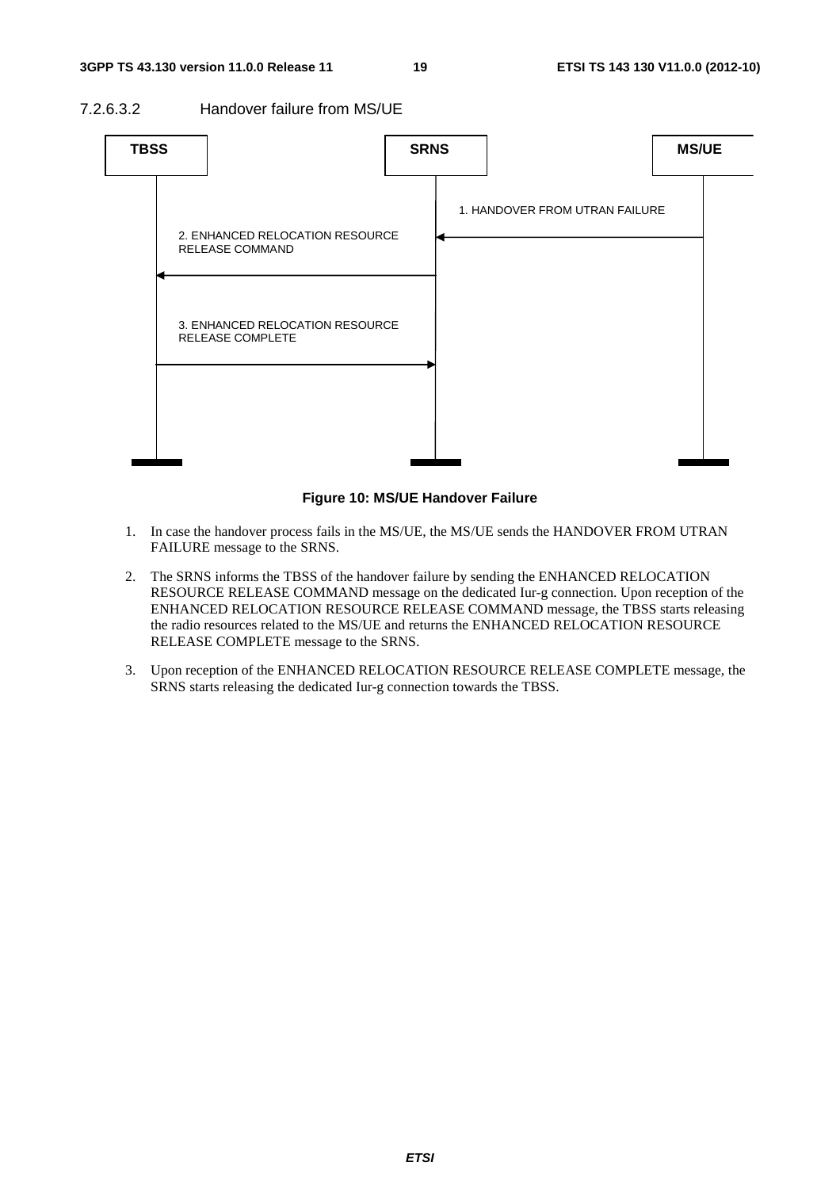#### 7.2.6.3.2 Handover failure from MS/UE

TBSS

SRNS

MS/UE

1. HANDOVER FROM UTRAN FAILURE

2. ENHANCED RELOCATION RESOURCE RELEASE COMMAND

3. ENHANCED RELOCATION RESOURCE RELEASE COMPLETE

**Figure 10: MS/UE Handover Failure**

1. In case the handover process fails in the MS/UE, the MS/UE sends the HANDOVER FROM UTRAN FAILURE message to the SRNS.

2. The SRNS informs the TBSS of the handover failure by sending the ENHANCED RELOCATION RESOURCE RELEASE COMMAND message on the dedicated Iur-g connection. Upon reception of the ENHANCED RELOCATION RESOURCE RELEASE COMMAND message, the TBSS starts releasing the radio resources related to the MS/UE and returns the ENHANCED RELOCATION RESOURCE RELEASE COMPLETE message to the SRNS.

3. Upon reception of the ENHANCED RELOCATION RESOURCE RELEASE COMPLETE message, the SRNS starts releasing the dedicated Iur-g connection towards the TBSS.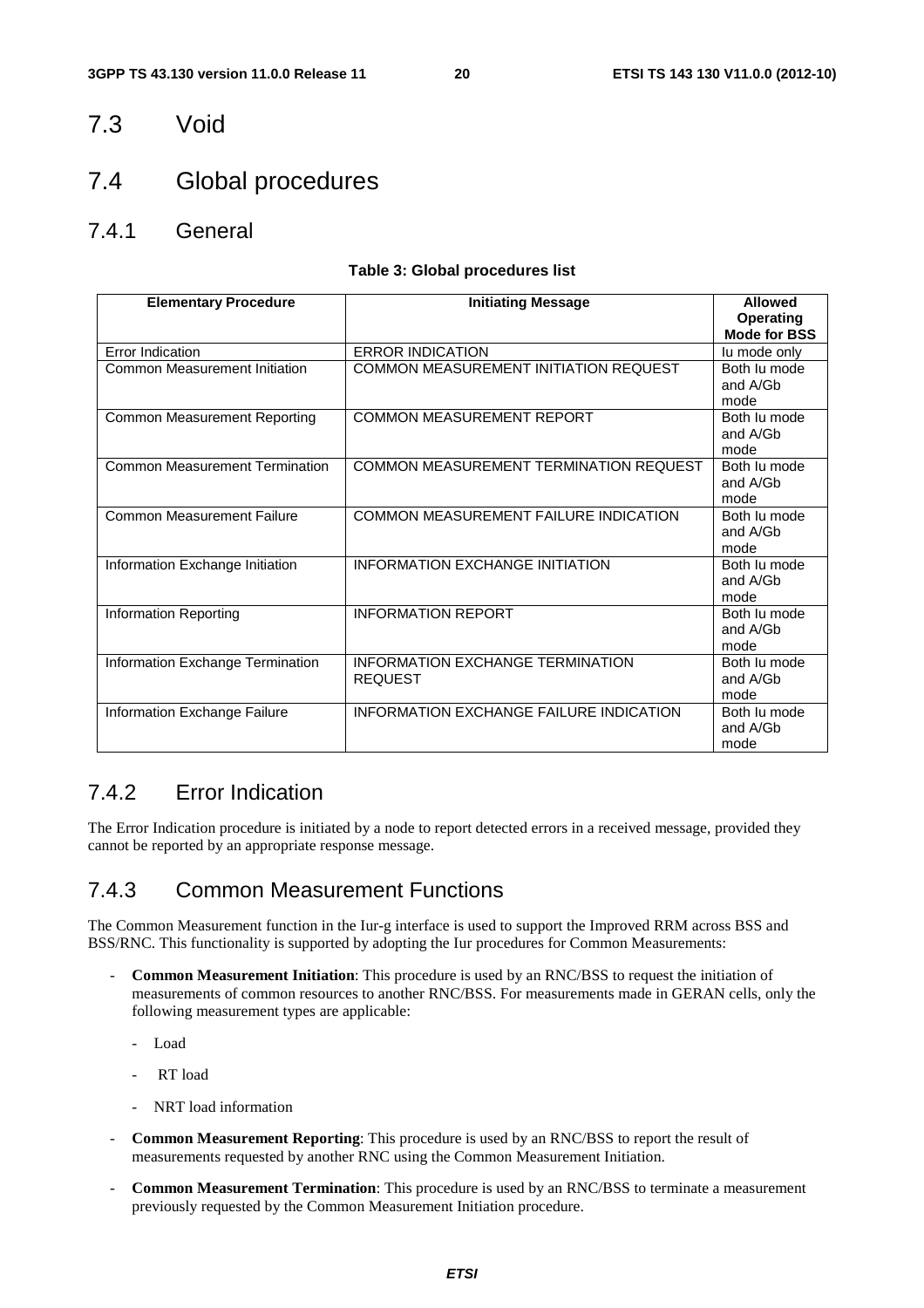## 7.3 Void

## 7.4 Global procedures

### 7.4.1 General

**Table 3: Global procedures list**

| Elementary Procedure | Initiating Message | Allowed Operating Mode for BSS |
|---|---|---|
| Error Indication | ERROR INDICATION | Iu mode only |
| Common Measurement Initiation | COMMON MEASUREMENT INITIATION REQUEST | Both Iu mode and A/Gb mode |
| Common Measurement Reporting | COMMON MEASUREMENT REPORT | Both Iu mode and A/Gb mode |
| Common Measurement Termination | COMMON MEASUREMENT TERMINATION REQUEST | Both Iu mode and A/Gb mode |
| Common Measurement Failure | COMMON MEASUREMENT FAILURE INDICATION | Both Iu mode and A/Gb mode |
| Information Exchange Initiation | INFORMATION EXCHANGE INITIATION | Both Iu mode and A/Gb mode |
| Information Reporting | INFORMATION REPORT | Both Iu mode and A/Gb mode |
| Information Exchange Termination | INFORMATION EXCHANGE TERMINATION REQUEST | Both Iu mode and A/Gb mode |
| Information Exchange Failure | INFORMATION EXCHANGE FAILURE INDICATION | Both Iu mode and A/Gb mode |

### 7.4.2 Error Indication

The Error Indication procedure is initiated by a node to report detected errors in a received message, provided they cannot be reported by an appropriate response message.

### 7.4.3 Common Measurement Functions

The Common Measurement function in the Iur-g interface is used to support the Improved RRM across BSS and BSS/RNC. This functionality is supported by adopting the Iur procedures for Common Measurements:

- **Common Measurement Initiation**: This procedure is used by an RNC/BSS to request the initiation of measurements of common resources to another RNC/BSS. For measurements made in GERAN cells, only the following measurement types are applicable:
  - Load
  - RT load
  - NRT load information
- **Common Measurement Reporting**: This procedure is used by an RNC/BSS to report the result of measurements requested by another RNC using the Common Measurement Initiation.
- **Common Measurement Termination**: This procedure is used by an RNC/BSS to terminate a measurement previously requested by the Common Measurement Initiation procedure.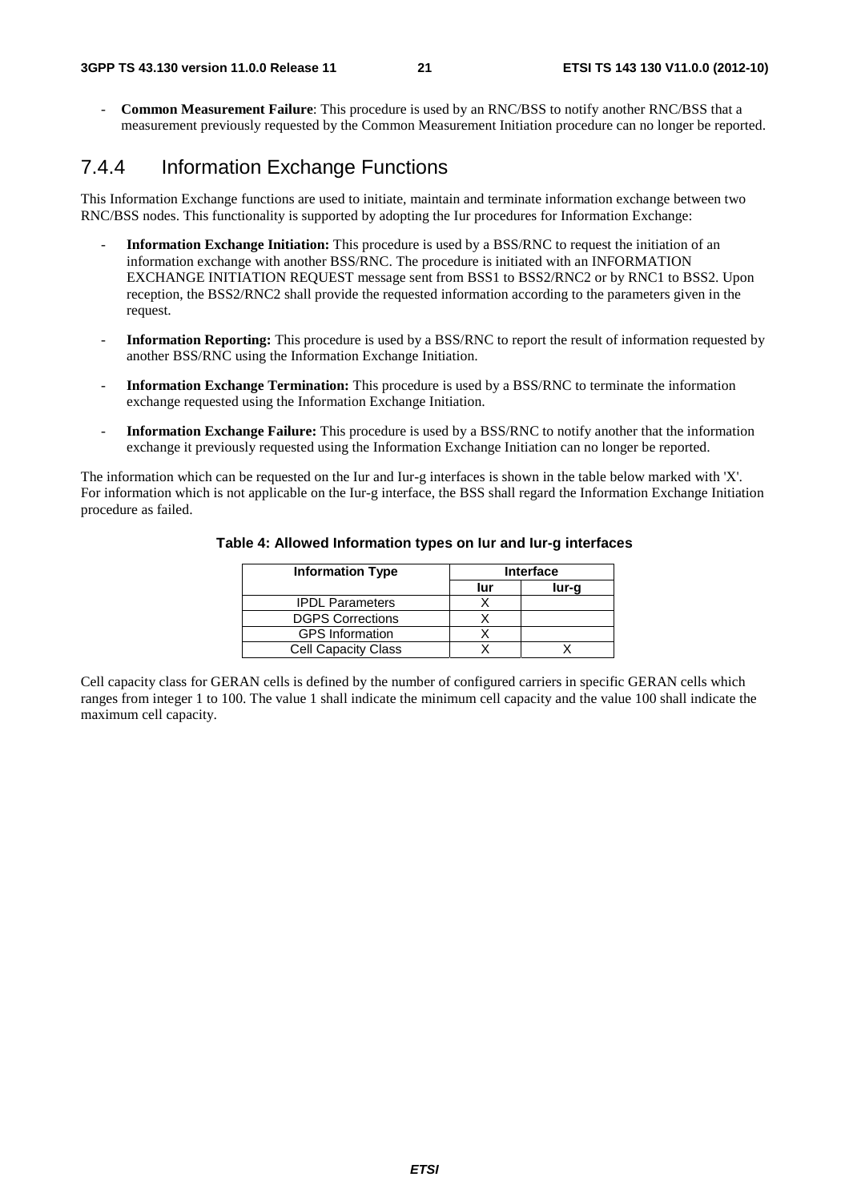- **Common Measurement Failure**: This procedure is used by an RNC/BSS to notify another RNC/BSS that a measurement previously requested by the Common Measurement Initiation procedure can no longer be reported.

### 7.4.4 Information Exchange Functions

This Information Exchange functions are used to initiate, maintain and terminate information exchange between two RNC/BSS nodes. This functionality is supported by adopting the Iur procedures for Information Exchange:

- **Information Exchange Initiation:** This procedure is used by a BSS/RNC to request the initiation of an information exchange with another BSS/RNC. The procedure is initiated with an INFORMATION EXCHANGE INITIATION REQUEST message sent from BSS1 to BSS2/RNC2 or by RNC1 to BSS2. Upon reception, the BSS2/RNC2 shall provide the requested information according to the parameters given in the request.
- **Information Reporting:** This procedure is used by a BSS/RNC to report the result of information requested by another BSS/RNC using the Information Exchange Initiation.
- **Information Exchange Termination:** This procedure is used by a BSS/RNC to terminate the information exchange requested using the Information Exchange Initiation.
- **Information Exchange Failure:** This procedure is used by a BSS/RNC to notify another that the information exchange it previously requested using the Information Exchange Initiation can no longer be reported.

The information which can be requested on the Iur and Iur-g interfaces is shown in the table below marked with 'X'. For information which is not applicable on the Iur-g interface, the BSS shall regard the Information Exchange Initiation procedure as failed.

**Table 4: Allowed Information types on Iur and Iur-g interfaces**

| Information Type | Interface | |
|---|---|---|
| | Iur | Iur-g |
| IPDL Parameters | X | |
| DGPS Corrections | X | |
| GPS Information | X | |
| Cell Capacity Class | X | X |

Cell capacity class for GERAN cells is defined by the number of configured carriers in specific GERAN cells which ranges from integer 1 to 100. The value 1 shall indicate the minimum cell capacity and the value 100 shall indicate the maximum cell capacity.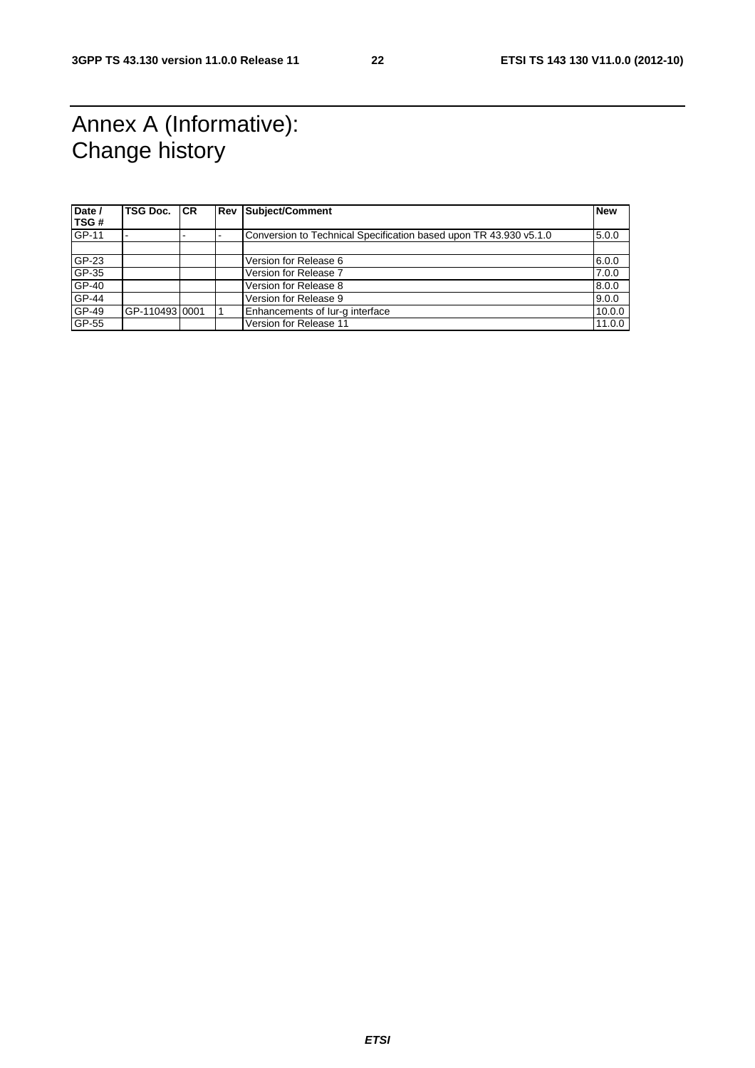# Annex A (Informative): Change history

| Date / TSG # | TSG Doc. | CR | Rev | Subject/Comment | New |
|---|---|---|---|---|---|
| GP-11 | - | - | - | Conversion to Technical Specification based upon TR 43.930 v5.1.0 | 5.0.0 |
| | | | | | |
| GP-23 | | | | Version for Release 6 | 6.0.0 |
| GP-35 | | | | Version for Release 7 | 7.0.0 |
| GP-40 | | | | Version for Release 8 | 8.0.0 |
| GP-44 | | | | Version for Release 9 | 9.0.0 |
| GP-49 | GP-110493 | 0001 | 1 | Enhancements of Iur-g interface | 10.0.0 |
| GP-55 | | | | Version for Release 11 | 11.0.0 |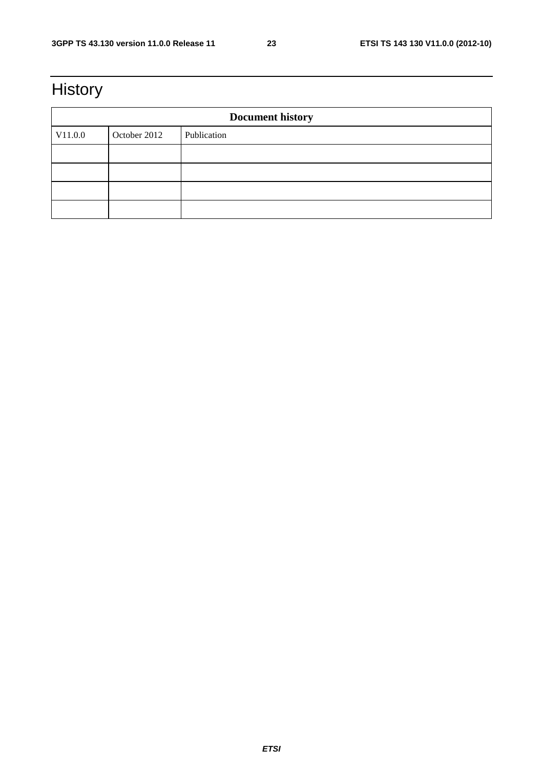# History

| Document history | | |
|---|---|---|
| V11.0.0 | October 2012 | Publication |
| | | |
| | | |
| | | |
| | | |